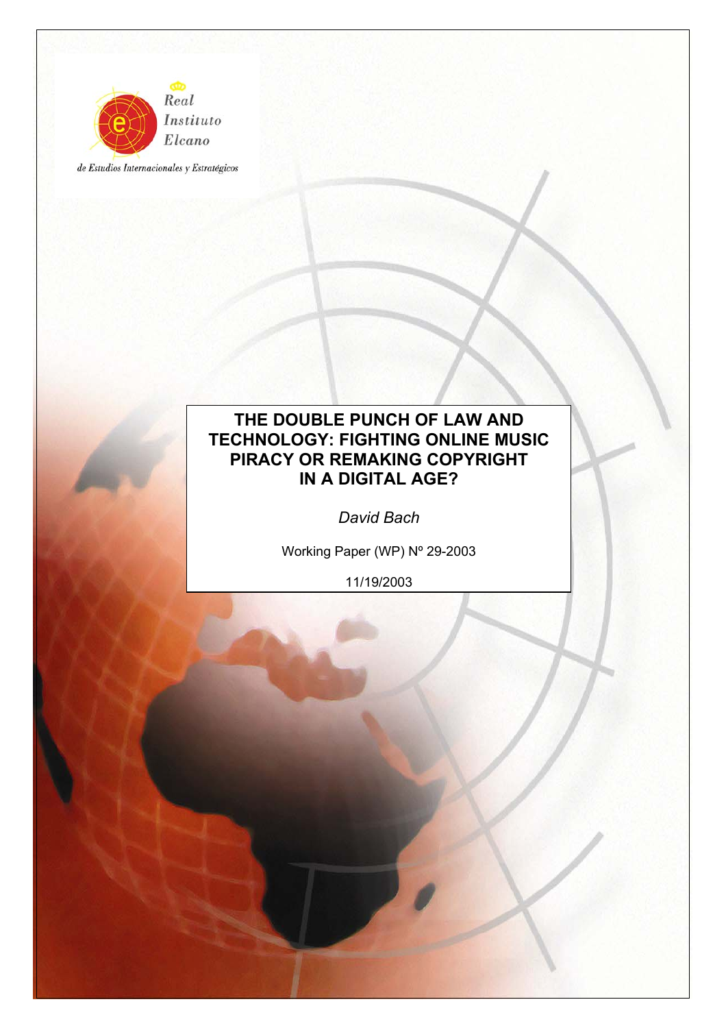Real Instituto Elcano

de Estudios Internacionales y Estratégicos

# THE DOUBLE PUNCH OF LAW AND TECHNOLOGY: FIGHTING ONLINE MUSIC PIRACY OR REMAKING COPYRIGHT IN A DIGITAL AGE?

*David Bach*

Working Paper (WP) Nº 29-2003

11/19/2003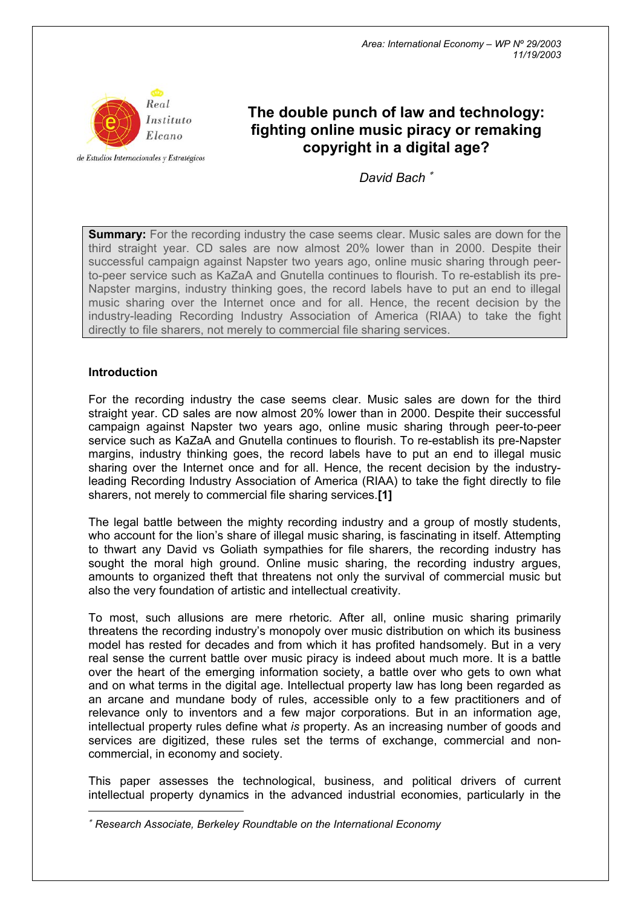Area: International Economy – WP Nº 29/2003
11/19/2003

# The double punch of law and technology: fighting online music piracy or remaking copyright in a digital age?

*David Bach* [*]

**Summary:** For the recording industry the case seems clear. Music sales are down for the third straight year. CD sales are now almost 20% lower than in 2000. Despite their successful campaign against Napster two years ago, online music sharing through peer-to-peer service such as KaZaA and Gnutella continues to flourish. To re-establish its pre-Napster margins, industry thinking goes, the record labels have to put an end to illegal music sharing over the Internet once and for all. Hence, the recent decision by the industry-leading Recording Industry Association of America (RIAA) to take the fight directly to file sharers, not merely to commercial file sharing services.

## Introduction

For the recording industry the case seems clear. Music sales are down for the third straight year. CD sales are now almost 20% lower than in 2000. Despite their successful campaign against Napster two years ago, online music sharing through peer-to-peer service such as KaZaA and Gnutella continues to flourish. To re-establish its pre-Napster margins, industry thinking goes, the record labels have to put an end to illegal music sharing over the Internet once and for all. Hence, the recent decision by the industry-leading Recording Industry Association of America (RIAA) to take the fight directly to file sharers, not merely to commercial file sharing services.**[1]**

The legal battle between the mighty recording industry and a group of mostly students, who account for the lion's share of illegal music sharing, is fascinating in itself. Attempting to thwart any David vs Goliath sympathies for file sharers, the recording industry has sought the moral high ground. Online music sharing, the recording industry argues, amounts to organized theft that threatens not only the survival of commercial music but also the very foundation of artistic and intellectual creativity.

To most, such allusions are mere rhetoric. After all, online music sharing primarily threatens the recording industry's monopoly over music distribution on which its business model has rested for decades and from which it has profited handsomely. But in a very real sense the current battle over music piracy is indeed about much more. It is a battle over the heart of the emerging information society, a battle over who gets to own what and on what terms in the digital age. Intellectual property law has long been regarded as an arcane and mundane body of rules, accessible only to a few practitioners and of relevance only to inventors and a few major corporations. But in an information age, intellectual property rules define what *is* property. As an increasing number of goods and services are digitized, these rules set the terms of exchange, commercial and non-commercial, in economy and society.

This paper assesses the technological, business, and political drivers of current intellectual property dynamics in the advanced industrial economies, particularly in the

---

[*] *Research Associate, Berkeley Roundtable on the International Economy*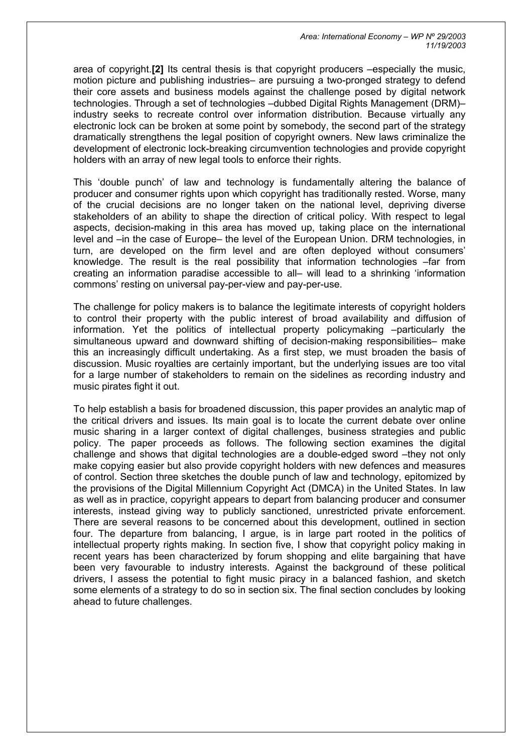area of copyright.**[2]** Its central thesis is that copyright producers –especially the music, motion picture and publishing industries– are pursuing a two-pronged strategy to defend their core assets and business models against the challenge posed by digital network technologies. Through a set of technologies –dubbed Digital Rights Management (DRM)– industry seeks to recreate control over information distribution. Because virtually any electronic lock can be broken at some point by somebody, the second part of the strategy dramatically strengthens the legal position of copyright owners. New laws criminalize the development of electronic lock-breaking circumvention technologies and provide copyright holders with an array of new legal tools to enforce their rights.

This 'double punch' of law and technology is fundamentally altering the balance of producer and consumer rights upon which copyright has traditionally rested. Worse, many of the crucial decisions are no longer taken on the national level, depriving diverse stakeholders of an ability to shape the direction of critical policy. With respect to legal aspects, decision-making in this area has moved up, taking place on the international level and –in the case of Europe– the level of the European Union. DRM technologies, in turn, are developed on the firm level and are often deployed without consumers' knowledge. The result is the real possibility that information technologies –far from creating an information paradise accessible to all– will lead to a shrinking 'information commons' resting on universal pay-per-view and pay-per-use.

The challenge for policy makers is to balance the legitimate interests of copyright holders to control their property with the public interest of broad availability and diffusion of information. Yet the politics of intellectual property policymaking –particularly the simultaneous upward and downward shifting of decision-making responsibilities– make this an increasingly difficult undertaking. As a first step, we must broaden the basis of discussion. Music royalties are certainly important, but the underlying issues are too vital for a large number of stakeholders to remain on the sidelines as recording industry and music pirates fight it out.

To help establish a basis for broadened discussion, this paper provides an analytic map of the critical drivers and issues. Its main goal is to locate the current debate over online music sharing in a larger context of digital challenges, business strategies and public policy. The paper proceeds as follows. The following section examines the digital challenge and shows that digital technologies are a double-edged sword –they not only make copying easier but also provide copyright holders with new defences and measures of control. Section three sketches the double punch of law and technology, epitomized by the provisions of the Digital Millennium Copyright Act (DMCA) in the United States. In law as well as in practice, copyright appears to depart from balancing producer and consumer interests, instead giving way to publicly sanctioned, unrestricted private enforcement. There are several reasons to be concerned about this development, outlined in section four. The departure from balancing, I argue, is in large part rooted in the politics of intellectual property rights making. In section five, I show that copyright policy making in recent years has been characterized by forum shopping and elite bargaining that have been very favourable to industry interests. Against the background of these political drivers, I assess the potential to fight music piracy in a balanced fashion, and sketch some elements of a strategy to do so in section six. The final section concludes by looking ahead to future challenges.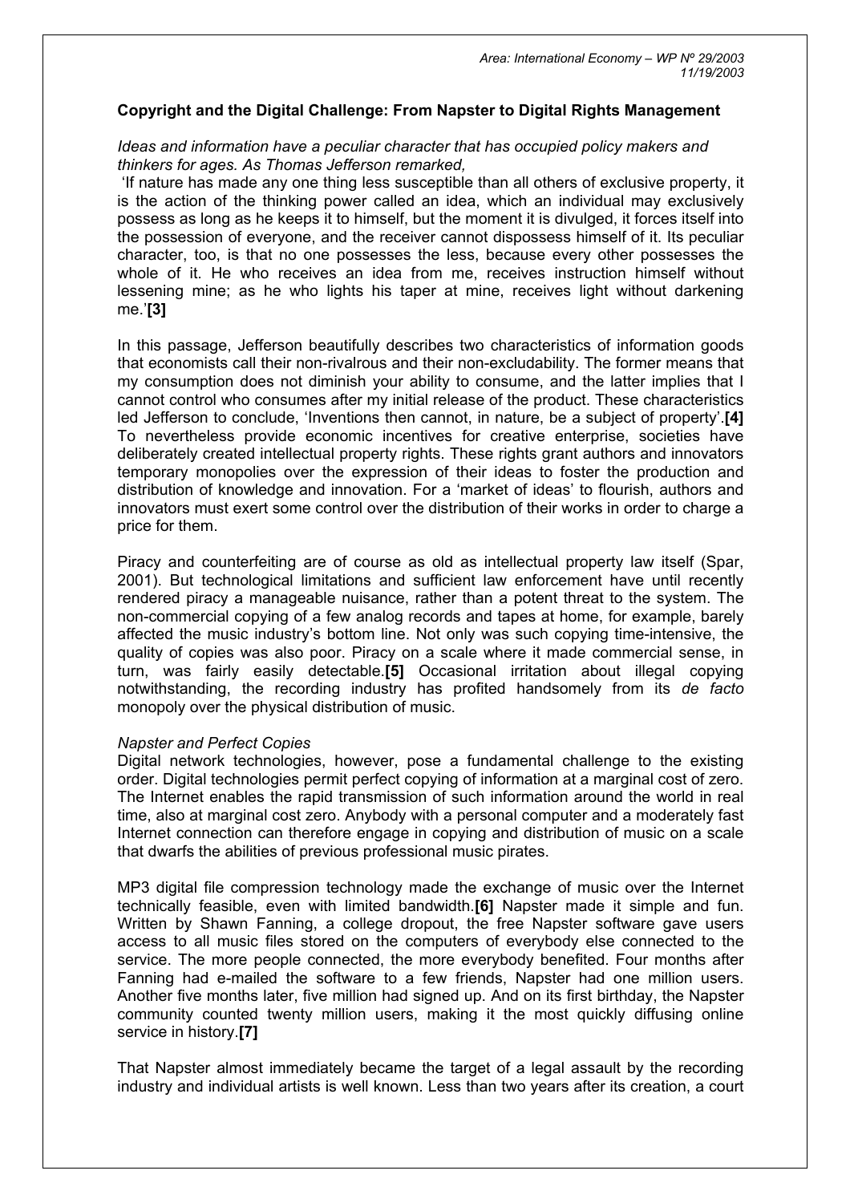**Copyright and the Digital Challenge: From Napster to Digital Rights Management**

*Ideas and information have a peculiar character that has occupied policy makers and thinkers for ages. As Thomas Jefferson remarked,*

'If nature has made any one thing less susceptible than all others of exclusive property, it is the action of the thinking power called an idea, which an individual may exclusively possess as long as he keeps it to himself, but the moment it is divulged, it forces itself into the possession of everyone, and the receiver cannot dispossess himself of it. Its peculiar character, too, is that no one possesses the less, because every other possesses the whole of it. He who receives an idea from me, receives instruction himself without lessening mine; as he who lights his taper at mine, receives light without darkening me.'**[3]**

In this passage, Jefferson beautifully describes two characteristics of information goods that economists call their non-rivalrous and their non-excludability. The former means that my consumption does not diminish your ability to consume, and the latter implies that I cannot control who consumes after my initial release of the product. These characteristics led Jefferson to conclude, 'Inventions then cannot, in nature, be a subject of property'.**[4]** To nevertheless provide economic incentives for creative enterprise, societies have deliberately created intellectual property rights. These rights grant authors and innovators temporary monopolies over the expression of their ideas to foster the production and distribution of knowledge and innovation. For a 'market of ideas' to flourish, authors and innovators must exert some control over the distribution of their works in order to charge a price for them.

Piracy and counterfeiting are of course as old as intellectual property law itself (Spar, 2001). But technological limitations and sufficient law enforcement have until recently rendered piracy a manageable nuisance, rather than a potent threat to the system. The non-commercial copying of a few analog records and tapes at home, for example, barely affected the music industry's bottom line. Not only was such copying time-intensive, the quality of copies was also poor. Piracy on a scale where it made commercial sense, in turn, was fairly easily detectable.**[5]** Occasional irritation about illegal copying notwithstanding, the recording industry has profited handsomely from its *de facto* monopoly over the physical distribution of music.

*Napster and Perfect Copies*

Digital network technologies, however, pose a fundamental challenge to the existing order. Digital technologies permit perfect copying of information at a marginal cost of zero. The Internet enables the rapid transmission of such information around the world in real time, also at marginal cost zero. Anybody with a personal computer and a moderately fast Internet connection can therefore engage in copying and distribution of music on a scale that dwarfs the abilities of previous professional music pirates.

MP3 digital file compression technology made the exchange of music over the Internet technically feasible, even with limited bandwidth.**[6]** Napster made it simple and fun. Written by Shawn Fanning, a college dropout, the free Napster software gave users access to all music files stored on the computers of everybody else connected to the service. The more people connected, the more everybody benefited. Four months after Fanning had e-mailed the software to a few friends, Napster had one million users. Another five months later, five million had signed up. And on its first birthday, the Napster community counted twenty million users, making it the most quickly diffusing online service in history.**[7]**

That Napster almost immediately became the target of a legal assault by the recording industry and individual artists is well known. Less than two years after its creation, a court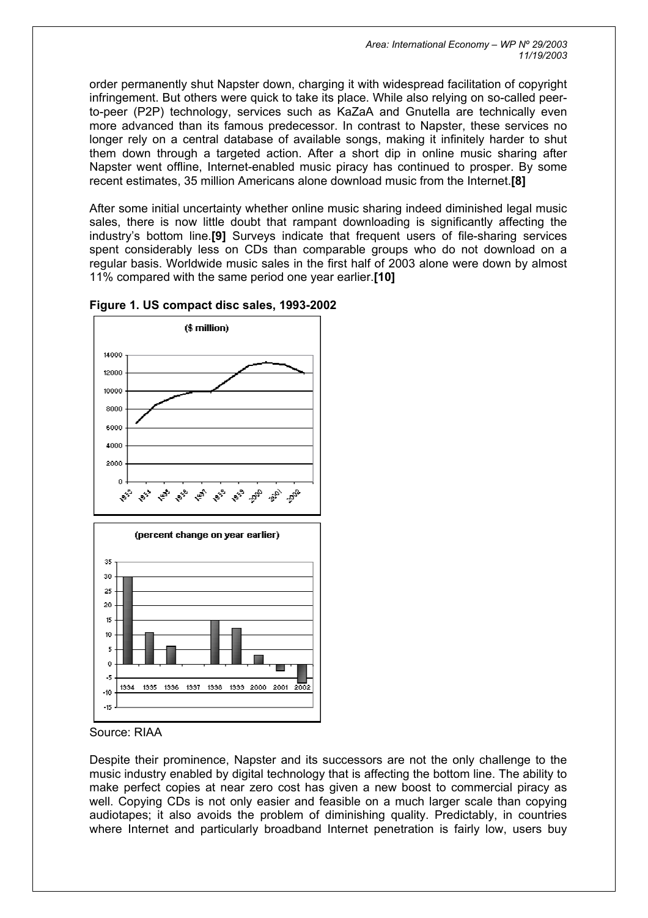order permanently shut Napster down, charging it with widespread facilitation of copyright infringement. But others were quick to take its place. While also relying on so-called peer-to-peer (P2P) technology, services such as KaZaA and Gnutella are technically even more advanced than its famous predecessor. In contrast to Napster, these services no longer rely on a central database of available songs, making it infinitely harder to shut them down through a targeted action. After a short dip in online music sharing after Napster went offline, Internet-enabled music piracy has continued to prosper. By some recent estimates, 35 million Americans alone download music from the Internet.**[8]**

After some initial uncertainty whether online music sharing indeed diminished legal music sales, there is now little doubt that rampant downloading is significantly affecting the industry's bottom line.**[9]** Surveys indicate that frequent users of file-sharing services spent considerably less on CDs than comparable groups who do not download on a regular basis. Worldwide music sales in the first half of 2003 alone were down by almost 11% compared with the same period one year earlier.**[10]**

**Figure 1. US compact disc sales, 1993-2002**

Source: RIAA

Despite their prominence, Napster and its successors are not the only challenge to the music industry enabled by digital technology that is affecting the bottom line. The ability to make perfect copies at near zero cost has given a new boost to commercial piracy as well. Copying CDs is not only easier and feasible on a much larger scale than copying audiotapes; it also avoids the problem of diminishing quality. Predictably, in countries where Internet and particularly broadband Internet penetration is fairly low, users buy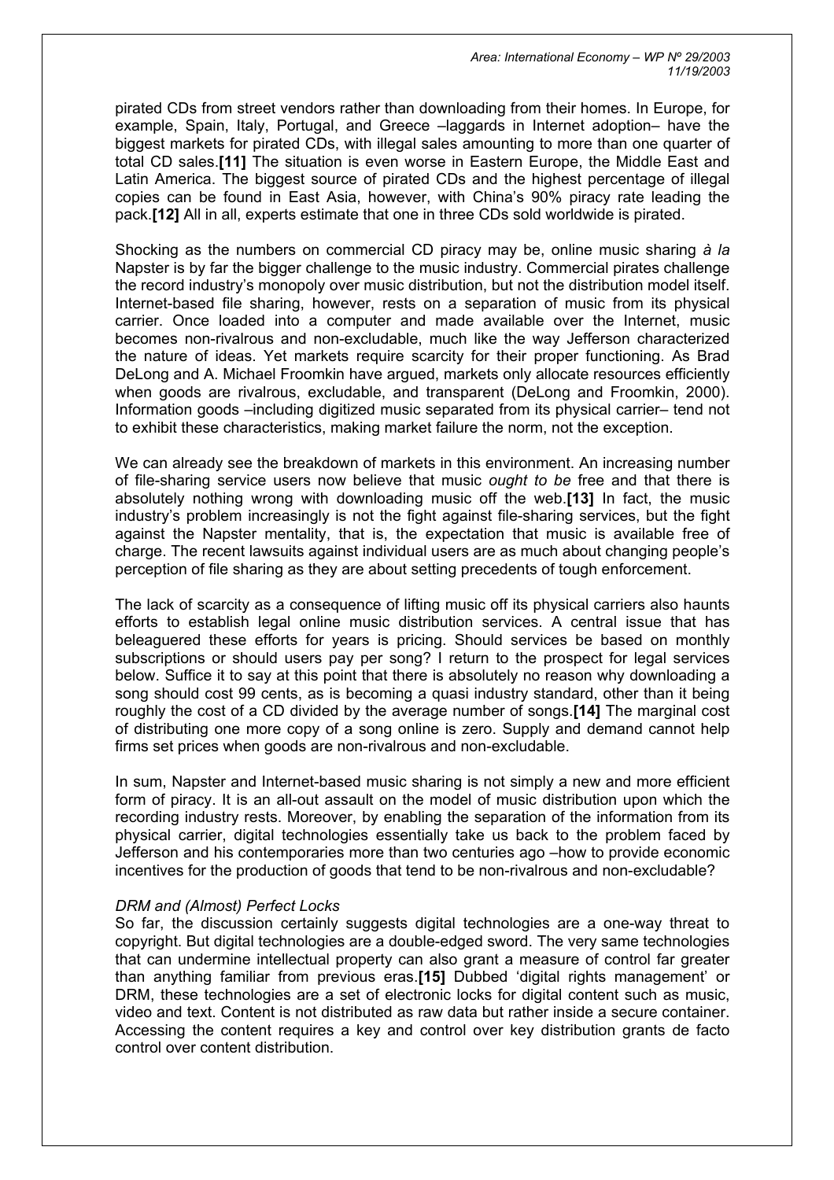pirated CDs from street vendors rather than downloading from their homes. In Europe, for example, Spain, Italy, Portugal, and Greece –laggards in Internet adoption– have the biggest markets for pirated CDs, with illegal sales amounting to more than one quarter of total CD sales.**[11]** The situation is even worse in Eastern Europe, the Middle East and Latin America. The biggest source of pirated CDs and the highest percentage of illegal copies can be found in East Asia, however, with China's 90% piracy rate leading the pack.**[12]** All in all, experts estimate that one in three CDs sold worldwide is pirated.

Shocking as the numbers on commercial CD piracy may be, online music sharing *à la* Napster is by far the bigger challenge to the music industry. Commercial pirates challenge the record industry's monopoly over music distribution, but not the distribution model itself. Internet-based file sharing, however, rests on a separation of music from its physical carrier. Once loaded into a computer and made available over the Internet, music becomes non-rivalrous and non-excludable, much like the way Jefferson characterized the nature of ideas. Yet markets require scarcity for their proper functioning. As Brad DeLong and A. Michael Froomkin have argued, markets only allocate resources efficiently when goods are rivalrous, excludable, and transparent (DeLong and Froomkin, 2000). Information goods –including digitized music separated from its physical carrier– tend not to exhibit these characteristics, making market failure the norm, not the exception.

We can already see the breakdown of markets in this environment. An increasing number of file-sharing service users now believe that music *ought to be* free and that there is absolutely nothing wrong with downloading music off the web.**[13]** In fact, the music industry's problem increasingly is not the fight against file-sharing services, but the fight against the Napster mentality, that is, the expectation that music is available free of charge. The recent lawsuits against individual users are as much about changing people's perception of file sharing as they are about setting precedents of tough enforcement.

The lack of scarcity as a consequence of lifting music off its physical carriers also haunts efforts to establish legal online music distribution services. A central issue that has beleaguered these efforts for years is pricing. Should services be based on monthly subscriptions or should users pay per song? I return to the prospect for legal services below. Suffice it to say at this point that there is absolutely no reason why downloading a song should cost 99 cents, as is becoming a quasi industry standard, other than it being roughly the cost of a CD divided by the average number of songs.**[14]** The marginal cost of distributing one more copy of a song online is zero. Supply and demand cannot help firms set prices when goods are non-rivalrous and non-excludable.

In sum, Napster and Internet-based music sharing is not simply a new and more efficient form of piracy. It is an all-out assault on the model of music distribution upon which the recording industry rests. Moreover, by enabling the separation of the information from its physical carrier, digital technologies essentially take us back to the problem faced by Jefferson and his contemporaries more than two centuries ago –how to provide economic incentives for the production of goods that tend to be non-rivalrous and non-excludable?

*DRM and (Almost) Perfect Locks*

So far, the discussion certainly suggests digital technologies are a one-way threat to copyright. But digital technologies are a double-edged sword. The very same technologies that can undermine intellectual property can also grant a measure of control far greater than anything familiar from previous eras.**[15]** Dubbed 'digital rights management' or DRM, these technologies are a set of electronic locks for digital content such as music, video and text. Content is not distributed as raw data but rather inside a secure container. Accessing the content requires a key and control over key distribution grants de facto control over content distribution.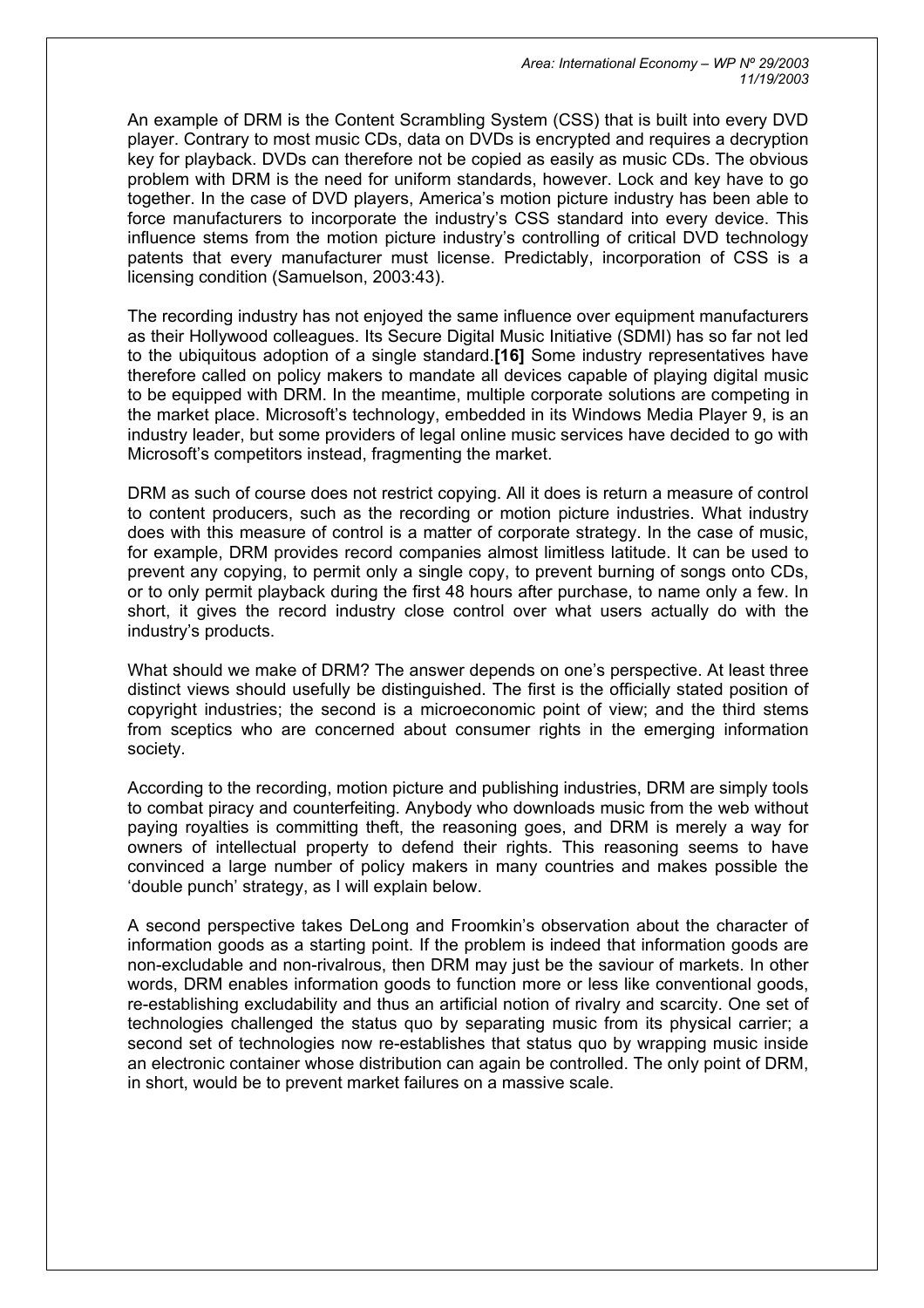An example of DRM is the Content Scrambling System (CSS) that is built into every DVD player. Contrary to most music CDs, data on DVDs is encrypted and requires a decryption key for playback. DVDs can therefore not be copied as easily as music CDs. The obvious problem with DRM is the need for uniform standards, however. Lock and key have to go together. In the case of DVD players, America's motion picture industry has been able to force manufacturers to incorporate the industry's CSS standard into every device. This influence stems from the motion picture industry's controlling of critical DVD technology patents that every manufacturer must license. Predictably, incorporation of CSS is a licensing condition (Samuelson, 2003:43).

The recording industry has not enjoyed the same influence over equipment manufacturers as their Hollywood colleagues. Its Secure Digital Music Initiative (SDMI) has so far not led to the ubiquitous adoption of a single standard.**[16]** Some industry representatives have therefore called on policy makers to mandate all devices capable of playing digital music to be equipped with DRM. In the meantime, multiple corporate solutions are competing in the market place. Microsoft's technology, embedded in its Windows Media Player 9, is an industry leader, but some providers of legal online music services have decided to go with Microsoft's competitors instead, fragmenting the market.

DRM as such of course does not restrict copying. All it does is return a measure of control to content producers, such as the recording or motion picture industries. What industry does with this measure of control is a matter of corporate strategy. In the case of music, for example, DRM provides record companies almost limitless latitude. It can be used to prevent any copying, to permit only a single copy, to prevent burning of songs onto CDs, or to only permit playback during the first 48 hours after purchase, to name only a few. In short, it gives the record industry close control over what users actually do with the industry's products.

What should we make of DRM? The answer depends on one's perspective. At least three distinct views should usefully be distinguished. The first is the officially stated position of copyright industries; the second is a microeconomic point of view; and the third stems from sceptics who are concerned about consumer rights in the emerging information society.

According to the recording, motion picture and publishing industries, DRM are simply tools to combat piracy and counterfeiting. Anybody who downloads music from the web without paying royalties is committing theft, the reasoning goes, and DRM is merely a way for owners of intellectual property to defend their rights. This reasoning seems to have convinced a large number of policy makers in many countries and makes possible the 'double punch' strategy, as I will explain below.

A second perspective takes DeLong and Froomkin's observation about the character of information goods as a starting point. If the problem is indeed that information goods are non-excludable and non-rivalrous, then DRM may just be the saviour of markets. In other words, DRM enables information goods to function more or less like conventional goods, re-establishing excludability and thus an artificial notion of rivalry and scarcity. One set of technologies challenged the status quo by separating music from its physical carrier; a second set of technologies now re-establishes that status quo by wrapping music inside an electronic container whose distribution can again be controlled. The only point of DRM, in short, would be to prevent market failures on a massive scale.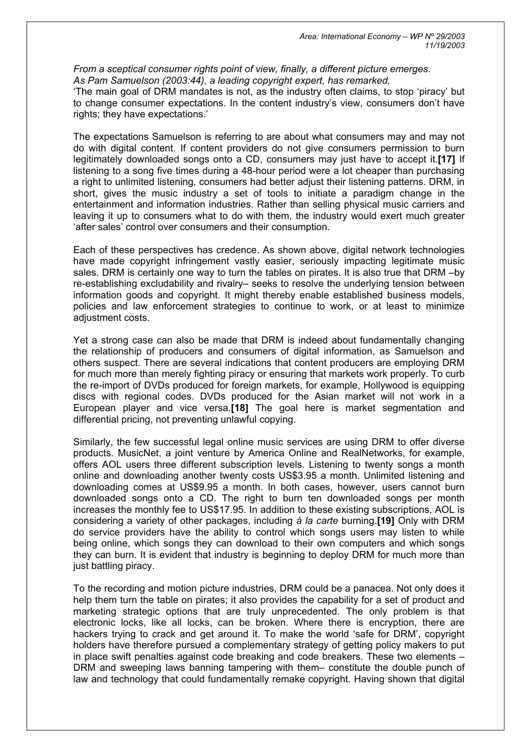*From a sceptical consumer rights point of view, finally, a different picture emerges. As Pam Samuelson (2003:44), a leading copyright expert, has remarked,*

'The main goal of DRM mandates is not, as the industry often claims, to stop 'piracy' but to change consumer expectations. In the content industry's view, consumers don't have rights; they have expectations.'

The expectations Samuelson is referring to are about what consumers may and may not do with digital content. If content providers do not give consumers permission to burn legitimately downloaded songs onto a CD, consumers may just have to accept it.**[17]** If listening to a song five times during a 48-hour period were a lot cheaper than purchasing a right to unlimited listening, consumers had better adjust their listening patterns. DRM, in short, gives the music industry a set of tools to initiate a paradigm change in the entertainment and information industries. Rather than selling physical music carriers and leaving it up to consumers what to do with them, the industry would exert much greater 'after sales' control over consumers and their consumption.

Each of these perspectives has credence. As shown above, digital network technologies have made copyright infringement vastly easier, seriously impacting legitimate music sales. DRM is certainly one way to turn the tables on pirates. It is also true that DRM –by re-establishing excludability and rivalry– seeks to resolve the underlying tension between information goods and copyright. It might thereby enable established business models, policies and law enforcement strategies to continue to work, or at least to minimize adjustment costs.

Yet a strong case can also be made that DRM is indeed about fundamentally changing the relationship of producers and consumers of digital information, as Samuelson and others suspect. There are several indications that content producers are employing DRM for much more than merely fighting piracy or ensuring that markets work properly. To curb the re-import of DVDs produced for foreign markets, for example, Hollywood is equipping discs with regional codes. DVDs produced for the Asian market will not work in a European player and vice versa.**[18]** The goal here is market segmentation and differential pricing, not preventing unlawful copying.

Similarly, the few successful legal online music services are using DRM to offer diverse products. MusicNet, a joint venture by America Online and RealNetworks, for example, offers AOL users three different subscription levels. Listening to twenty songs a month online and downloading another twenty costs US$3.95 a month. Unlimited listening and downloading comes at US$9.95 a month. In both cases, however, users cannot burn downloaded songs onto a CD. The right to burn ten downloaded songs per month increases the monthly fee to US$17.95. In addition to these existing subscriptions, AOL is considering a variety of other packages, including *à la carte* burning.**[19]** Only with DRM do service providers have the ability to control which songs users may listen to while being online, which songs they can download to their own computers and which songs they can burn. It is evident that industry is beginning to deploy DRM for much more than just battling piracy.

To the recording and motion picture industries, DRM could be a panacea. Not only does it help them turn the table on pirates; it also provides the capability for a set of product and marketing strategic options that are truly unprecedented. The only problem is that electronic locks, like all locks, can be broken. Where there is encryption, there are hackers trying to crack and get around it. To make the world 'safe for DRM', copyright holders have therefore pursued a complementary strategy of getting policy makers to put in place swift penalties against code breaking and code breakers. These two elements – DRM and sweeping laws banning tampering with them– constitute the double punch of law and technology that could fundamentally remake copyright. Having shown that digital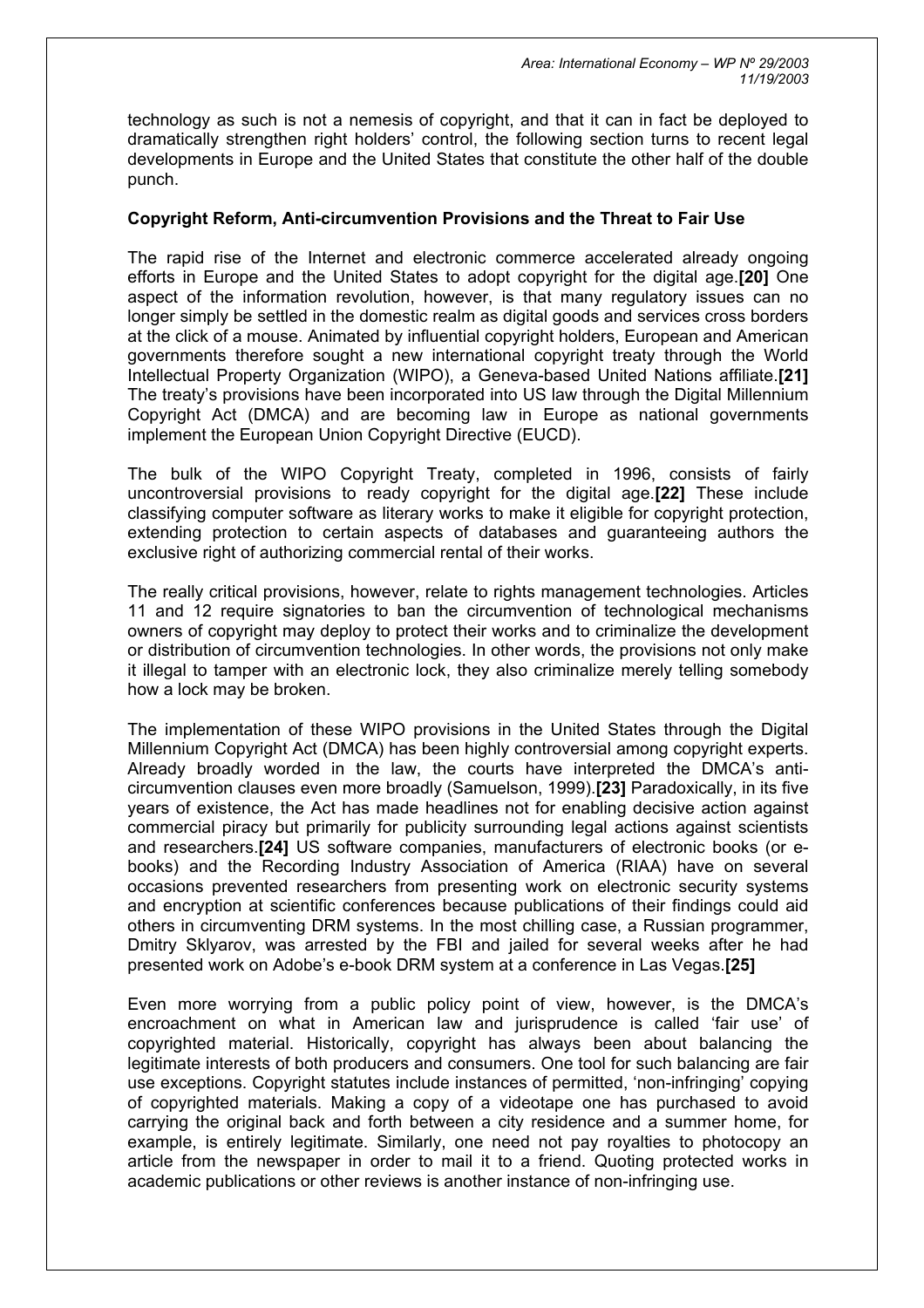technology as such is not a nemesis of copyright, and that it can in fact be deployed to dramatically strengthen right holders' control, the following section turns to recent legal developments in Europe and the United States that constitute the other half of the double punch.

**Copyright Reform, Anti-circumvention Provisions and the Threat to Fair Use**

The rapid rise of the Internet and electronic commerce accelerated already ongoing efforts in Europe and the United States to adopt copyright for the digital age.**[20]** One aspect of the information revolution, however, is that many regulatory issues can no longer simply be settled in the domestic realm as digital goods and services cross borders at the click of a mouse. Animated by influential copyright holders, European and American governments therefore sought a new international copyright treaty through the World Intellectual Property Organization (WIPO), a Geneva-based United Nations affiliate.**[21]** The treaty's provisions have been incorporated into US law through the Digital Millennium Copyright Act (DMCA) and are becoming law in Europe as national governments implement the European Union Copyright Directive (EUCD).

The bulk of the WIPO Copyright Treaty, completed in 1996, consists of fairly uncontroversial provisions to ready copyright for the digital age.**[22]** These include classifying computer software as literary works to make it eligible for copyright protection, extending protection to certain aspects of databases and guaranteeing authors the exclusive right of authorizing commercial rental of their works.

The really critical provisions, however, relate to rights management technologies. Articles 11 and 12 require signatories to ban the circumvention of technological mechanisms owners of copyright may deploy to protect their works and to criminalize the development or distribution of circumvention technologies. In other words, the provisions not only make it illegal to tamper with an electronic lock, they also criminalize merely telling somebody how a lock may be broken.

The implementation of these WIPO provisions in the United States through the Digital Millennium Copyright Act (DMCA) has been highly controversial among copyright experts. Already broadly worded in the law, the courts have interpreted the DMCA's anti-circumvention clauses even more broadly (Samuelson, 1999).**[23]** Paradoxically, in its five years of existence, the Act has made headlines not for enabling decisive action against commercial piracy but primarily for publicity surrounding legal actions against scientists and researchers.**[24]** US software companies, manufacturers of electronic books (or e-books) and the Recording Industry Association of America (RIAA) have on several occasions prevented researchers from presenting work on electronic security systems and encryption at scientific conferences because publications of their findings could aid others in circumventing DRM systems. In the most chilling case, a Russian programmer, Dmitry Sklyarov, was arrested by the FBI and jailed for several weeks after he had presented work on Adobe's e-book DRM system at a conference in Las Vegas.**[25]**

Even more worrying from a public policy point of view, however, is the DMCA's encroachment on what in American law and jurisprudence is called 'fair use' of copyrighted material. Historically, copyright has always been about balancing the legitimate interests of both producers and consumers. One tool for such balancing are fair use exceptions. Copyright statutes include instances of permitted, 'non-infringing' copying of copyrighted materials. Making a copy of a videotape one has purchased to avoid carrying the original back and forth between a city residence and a summer home, for example, is entirely legitimate. Similarly, one need not pay royalties to photocopy an article from the newspaper in order to mail it to a friend. Quoting protected works in academic publications or other reviews is another instance of non-infringing use.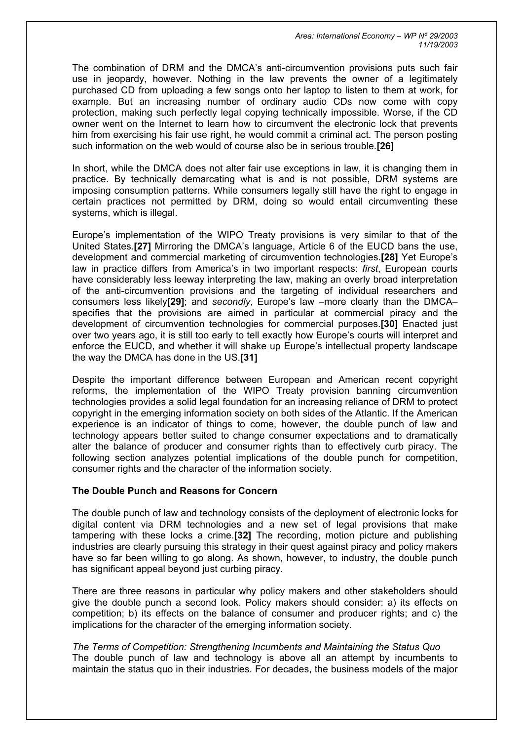The combination of DRM and the DMCA's anti-circumvention provisions puts such fair use in jeopardy, however. Nothing in the law prevents the owner of a legitimately purchased CD from uploading a few songs onto her laptop to listen to them at work, for example. But an increasing number of ordinary audio CDs now come with copy protection, making such perfectly legal copying technically impossible. Worse, if the CD owner went on the Internet to learn how to circumvent the electronic lock that prevents him from exercising his fair use right, he would commit a criminal act. The person posting such information on the web would of course also be in serious trouble.**[26]**

In short, while the DMCA does not alter fair use exceptions in law, it is changing them in practice. By technically demarcating what is and is not possible, DRM systems are imposing consumption patterns. While consumers legally still have the right to engage in certain practices not permitted by DRM, doing so would entail circumventing these systems, which is illegal.

Europe's implementation of the WIPO Treaty provisions is very similar to that of the United States.**[27]** Mirroring the DMCA's language, Article 6 of the EUCD bans the use, development and commercial marketing of circumvention technologies.**[28]** Yet Europe's law in practice differs from America's in two important respects: *first*, European courts have considerably less leeway interpreting the law, making an overly broad interpretation of the anti-circumvention provisions and the targeting of individual researchers and consumers less likely**[29]**; and *secondly*, Europe's law –more clearly than the DMCA– specifies that the provisions are aimed in particular at commercial piracy and the development of circumvention technologies for commercial purposes.**[30]** Enacted just over two years ago, it is still too early to tell exactly how Europe's courts will interpret and enforce the EUCD, and whether it will shake up Europe's intellectual property landscape the way the DMCA has done in the US.**[31]**

Despite the important difference between European and American recent copyright reforms, the implementation of the WIPO Treaty provision banning circumvention technologies provides a solid legal foundation for an increasing reliance of DRM to protect copyright in the emerging information society on both sides of the Atlantic. If the American experience is an indicator of things to come, however, the double punch of law and technology appears better suited to change consumer expectations and to dramatically alter the balance of producer and consumer rights than to effectively curb piracy. The following section analyzes potential implications of the double punch for competition, consumer rights and the character of the information society.

### The Double Punch and Reasons for Concern

The double punch of law and technology consists of the deployment of electronic locks for digital content via DRM technologies and a new set of legal provisions that make tampering with these locks a crime.**[32]** The recording, motion picture and publishing industries are clearly pursuing this strategy in their quest against piracy and policy makers have so far been willing to go along. As shown, however, to industry, the double punch has significant appeal beyond just curbing piracy.

There are three reasons in particular why policy makers and other stakeholders should give the double punch a second look. Policy makers should consider: a) its effects on competition; b) its effects on the balance of consumer and producer rights; and c) the implications for the character of the emerging information society.

*The Terms of Competition: Strengthening Incumbents and Maintaining the Status Quo*

The double punch of law and technology is above all an attempt by incumbents to maintain the status quo in their industries. For decades, the business models of the major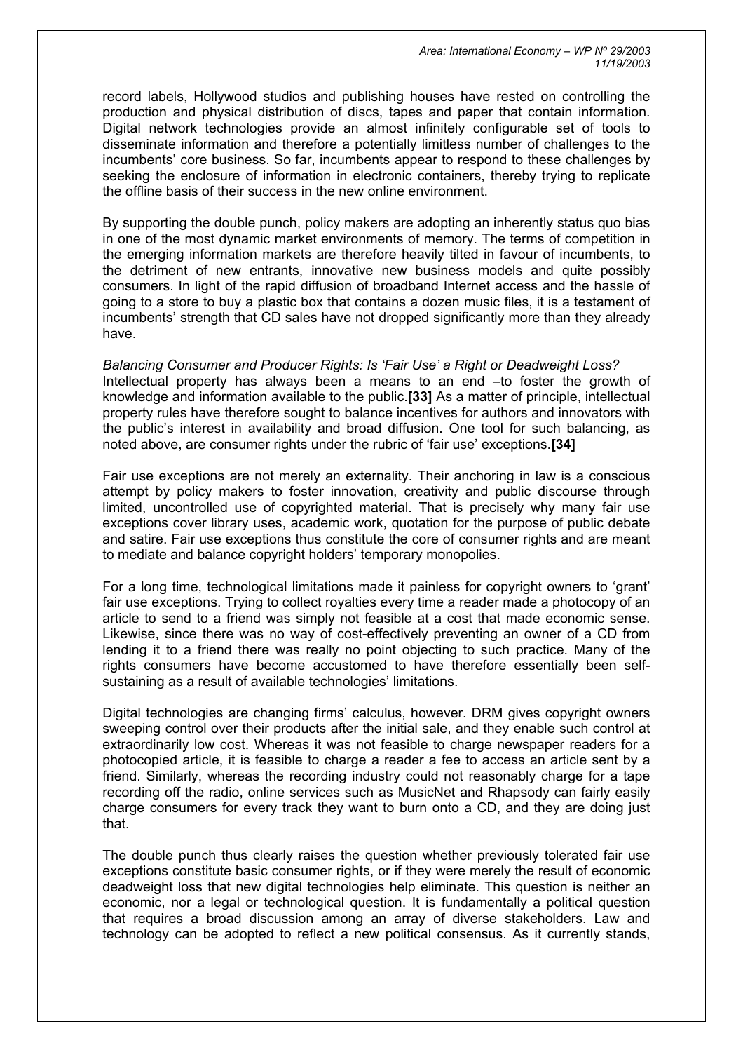record labels, Hollywood studios and publishing houses have rested on controlling the production and physical distribution of discs, tapes and paper that contain information. Digital network technologies provide an almost infinitely configurable set of tools to disseminate information and therefore a potentially limitless number of challenges to the incumbents' core business. So far, incumbents appear to respond to these challenges by seeking the enclosure of information in electronic containers, thereby trying to replicate the offline basis of their success in the new online environment.

By supporting the double punch, policy makers are adopting an inherently status quo bias in one of the most dynamic market environments of memory. The terms of competition in the emerging information markets are therefore heavily tilted in favour of incumbents, to the detriment of new entrants, innovative new business models and quite possibly consumers. In light of the rapid diffusion of broadband Internet access and the hassle of going to a store to buy a plastic box that contains a dozen music files, it is a testament of incumbents' strength that CD sales have not dropped significantly more than they already have.

*Balancing Consumer and Producer Rights: Is 'Fair Use' a Right or Deadweight Loss?*

Intellectual property has always been a means to an end –to foster the growth of knowledge and information available to the public.**[33]** As a matter of principle, intellectual property rules have therefore sought to balance incentives for authors and innovators with the public's interest in availability and broad diffusion. One tool for such balancing, as noted above, are consumer rights under the rubric of 'fair use' exceptions.**[34]**

Fair use exceptions are not merely an externality. Their anchoring in law is a conscious attempt by policy makers to foster innovation, creativity and public discourse through limited, uncontrolled use of copyrighted material. That is precisely why many fair use exceptions cover library uses, academic work, quotation for the purpose of public debate and satire. Fair use exceptions thus constitute the core of consumer rights and are meant to mediate and balance copyright holders' temporary monopolies.

For a long time, technological limitations made it painless for copyright owners to 'grant' fair use exceptions. Trying to collect royalties every time a reader made a photocopy of an article to send to a friend was simply not feasible at a cost that made economic sense. Likewise, since there was no way of cost-effectively preventing an owner of a CD from lending it to a friend there was really no point objecting to such practice. Many of the rights consumers have become accustomed to have therefore essentially been self-sustaining as a result of available technologies' limitations.

Digital technologies are changing firms' calculus, however. DRM gives copyright owners sweeping control over their products after the initial sale, and they enable such control at extraordinarily low cost. Whereas it was not feasible to charge newspaper readers for a photocopied article, it is feasible to charge a reader a fee to access an article sent by a friend. Similarly, whereas the recording industry could not reasonably charge for a tape recording off the radio, online services such as MusicNet and Rhapsody can fairly easily charge consumers for every track they want to burn onto a CD, and they are doing just that.

The double punch thus clearly raises the question whether previously tolerated fair use exceptions constitute basic consumer rights, or if they were merely the result of economic deadweight loss that new digital technologies help eliminate. This question is neither an economic, nor a legal or technological question. It is fundamentally a political question that requires a broad discussion among an array of diverse stakeholders. Law and technology can be adopted to reflect a new political consensus. As it currently stands,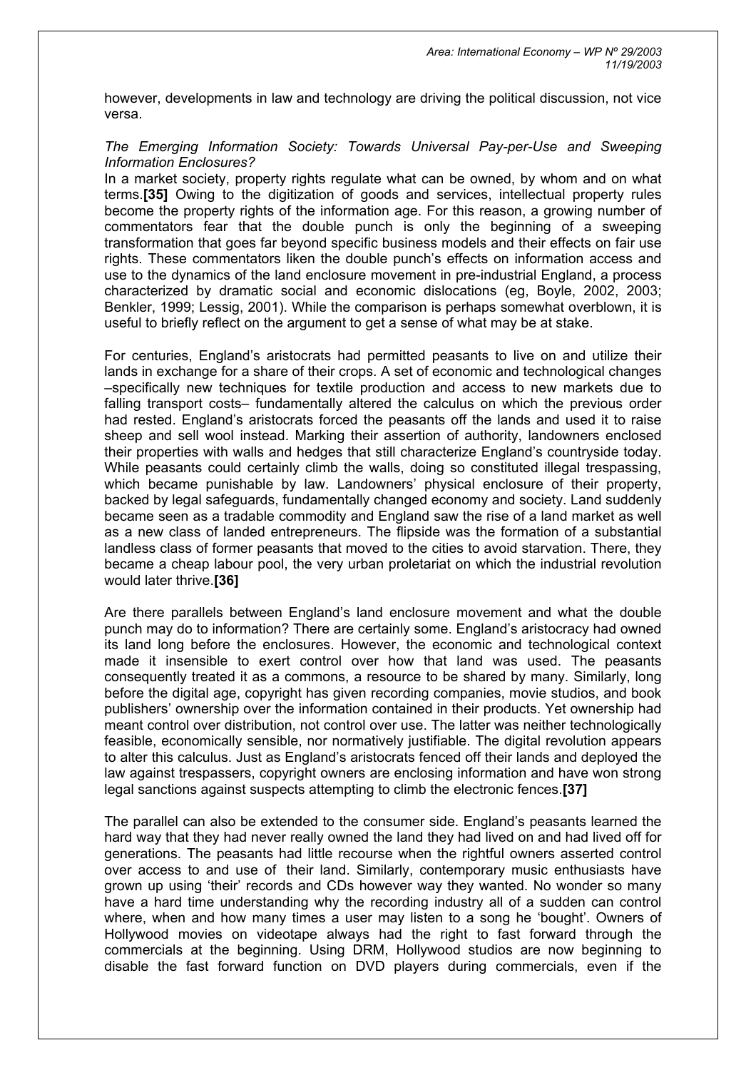however, developments in law and technology are driving the political discussion, not vice versa.

*The Emerging Information Society: Towards Universal Pay-per-Use and Sweeping Information Enclosures?*

In a market society, property rights regulate what can be owned, by whom and on what terms.**[35]** Owing to the digitization of goods and services, intellectual property rules become the property rights of the information age. For this reason, a growing number of commentators fear that the double punch is only the beginning of a sweeping transformation that goes far beyond specific business models and their effects on fair use rights. These commentators liken the double punch's effects on information access and use to the dynamics of the land enclosure movement in pre-industrial England, a process characterized by dramatic social and economic dislocations (eg, Boyle, 2002, 2003; Benkler, 1999; Lessig, 2001). While the comparison is perhaps somewhat overblown, it is useful to briefly reflect on the argument to get a sense of what may be at stake.

For centuries, England's aristocrats had permitted peasants to live on and utilize their lands in exchange for a share of their crops. A set of economic and technological changes –specifically new techniques for textile production and access to new markets due to falling transport costs– fundamentally altered the calculus on which the previous order had rested. England's aristocrats forced the peasants off the lands and used it to raise sheep and sell wool instead. Marking their assertion of authority, landowners enclosed their properties with walls and hedges that still characterize England's countryside today. While peasants could certainly climb the walls, doing so constituted illegal trespassing, which became punishable by law. Landowners' physical enclosure of their property, backed by legal safeguards, fundamentally changed economy and society. Land suddenly became seen as a tradable commodity and England saw the rise of a land market as well as a new class of landed entrepreneurs. The flipside was the formation of a substantial landless class of former peasants that moved to the cities to avoid starvation. There, they became a cheap labour pool, the very urban proletariat on which the industrial revolution would later thrive.**[36]**

Are there parallels between England's land enclosure movement and what the double punch may do to information? There are certainly some. England's aristocracy had owned its land long before the enclosures. However, the economic and technological context made it insensible to exert control over how that land was used. The peasants consequently treated it as a commons, a resource to be shared by many. Similarly, long before the digital age, copyright has given recording companies, movie studios, and book publishers' ownership over the information contained in their products. Yet ownership had meant control over distribution, not control over use. The latter was neither technologically feasible, economically sensible, nor normatively justifiable. The digital revolution appears to alter this calculus. Just as England's aristocrats fenced off their lands and deployed the law against trespassers, copyright owners are enclosing information and have won strong legal sanctions against suspects attempting to climb the electronic fences.**[37]**

The parallel can also be extended to the consumer side. England's peasants learned the hard way that they had never really owned the land they had lived on and had lived off for generations. The peasants had little recourse when the rightful owners asserted control over access to and use of their land. Similarly, contemporary music enthusiasts have grown up using 'their' records and CDs however way they wanted. No wonder so many have a hard time understanding why the recording industry all of a sudden can control where, when and how many times a user may listen to a song he 'bought'. Owners of Hollywood movies on videotape always had the right to fast forward through the commercials at the beginning. Using DRM, Hollywood studios are now beginning to disable the fast forward function on DVD players during commercials, even if the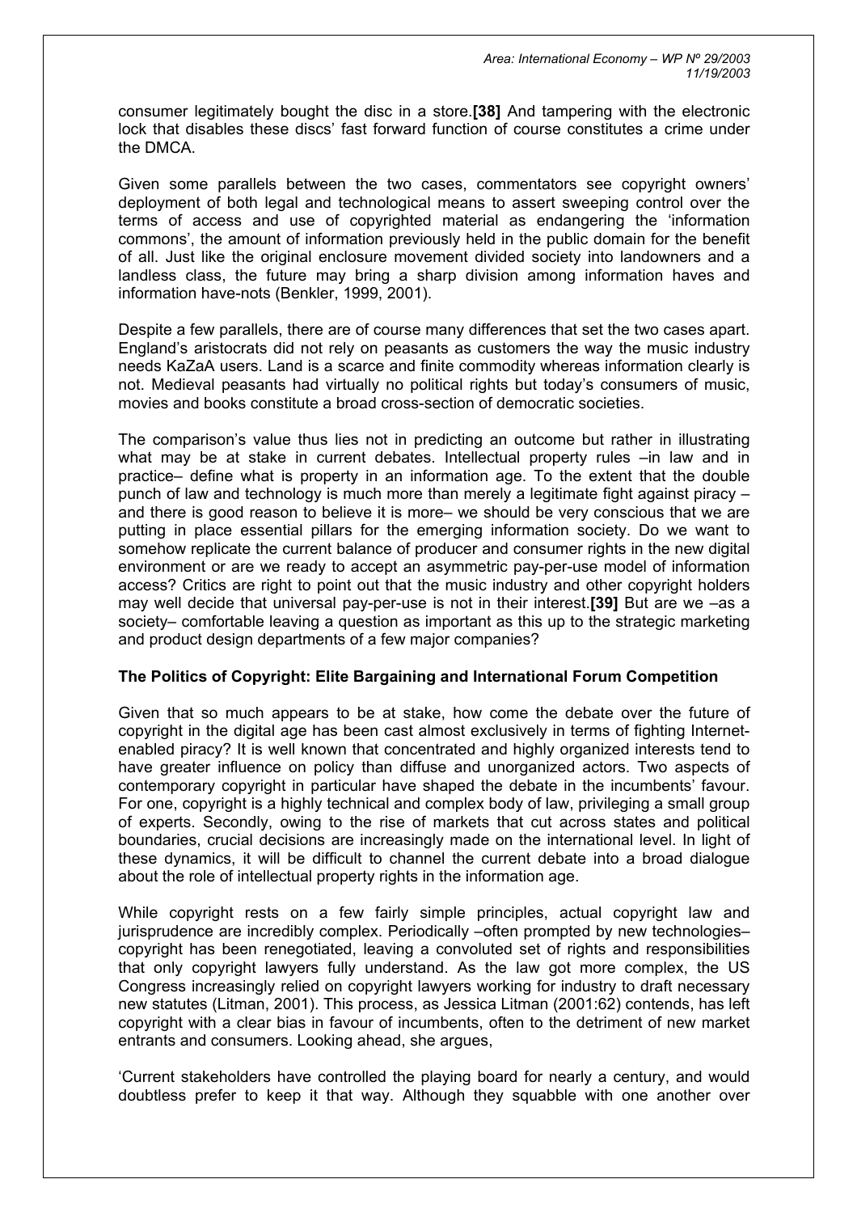consumer legitimately bought the disc in a store.**[38]** And tampering with the electronic lock that disables these discs' fast forward function of course constitutes a crime under the DMCA.

Given some parallels between the two cases, commentators see copyright owners' deployment of both legal and technological means to assert sweeping control over the terms of access and use of copyrighted material as endangering the 'information commons', the amount of information previously held in the public domain for the benefit of all. Just like the original enclosure movement divided society into landowners and a landless class, the future may bring a sharp division among information haves and information have-nots (Benkler, 1999, 2001).

Despite a few parallels, there are of course many differences that set the two cases apart. England's aristocrats did not rely on peasants as customers the way the music industry needs KaZaA users. Land is a scarce and finite commodity whereas information clearly is not. Medieval peasants had virtually no political rights but today's consumers of music, movies and books constitute a broad cross-section of democratic societies.

The comparison's value thus lies not in predicting an outcome but rather in illustrating what may be at stake in current debates. Intellectual property rules –in law and in practice– define what is property in an information age. To the extent that the double punch of law and technology is much more than merely a legitimate fight against piracy –and there is good reason to believe it is more– we should be very conscious that we are putting in place essential pillars for the emerging information society. Do we want to somehow replicate the current balance of producer and consumer rights in the new digital environment or are we ready to accept an asymmetric pay-per-use model of information access? Critics are right to point out that the music industry and other copyright holders may well decide that universal pay-per-use is not in their interest.**[39]** But are we –as a society– comfortable leaving a question as important as this up to the strategic marketing and product design departments of a few major companies?

## The Politics of Copyright: Elite Bargaining and International Forum Competition

Given that so much appears to be at stake, how come the debate over the future of copyright in the digital age has been cast almost exclusively in terms of fighting Internet-enabled piracy? It is well known that concentrated and highly organized interests tend to have greater influence on policy than diffuse and unorganized actors. Two aspects of contemporary copyright in particular have shaped the debate in the incumbents' favour. For one, copyright is a highly technical and complex body of law, privileging a small group of experts. Secondly, owing to the rise of markets that cut across states and political boundaries, crucial decisions are increasingly made on the international level. In light of these dynamics, it will be difficult to channel the current debate into a broad dialogue about the role of intellectual property rights in the information age.

While copyright rests on a few fairly simple principles, actual copyright law and jurisprudence are incredibly complex. Periodically –often prompted by new technologies– copyright has been renegotiated, leaving a convoluted set of rights and responsibilities that only copyright lawyers fully understand. As the law got more complex, the US Congress increasingly relied on copyright lawyers working for industry to draft necessary new statutes (Litman, 2001). This process, as Jessica Litman (2001:62) contends, has left copyright with a clear bias in favour of incumbents, often to the detriment of new market entrants and consumers. Looking ahead, she argues,

'Current stakeholders have controlled the playing board for nearly a century, and would doubtless prefer to keep it that way. Although they squabble with one another over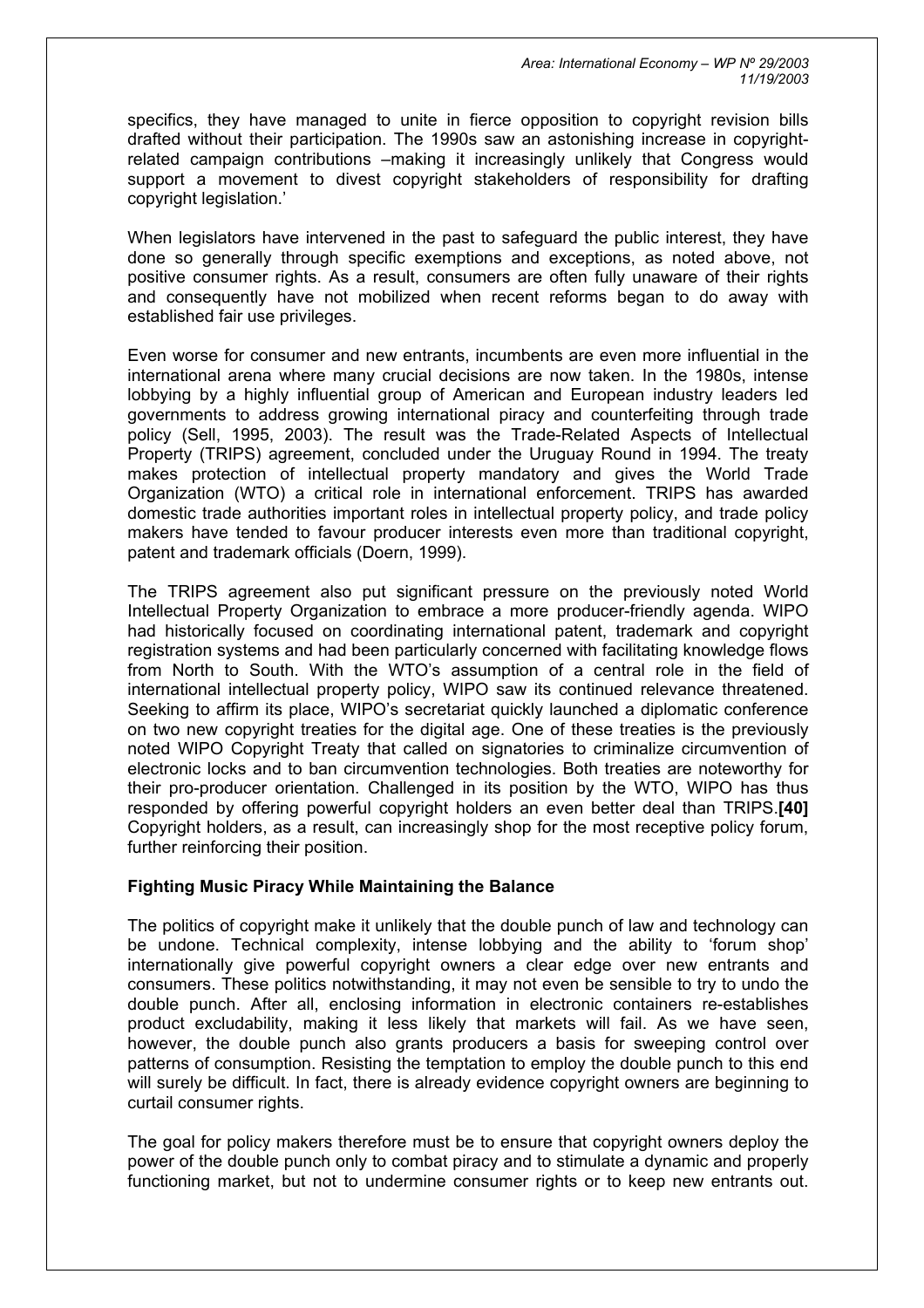specifics, they have managed to unite in fierce opposition to copyright revision bills drafted without their participation. The 1990s saw an astonishing increase in copyright-related campaign contributions –making it increasingly unlikely that Congress would support a movement to divest copyright stakeholders of responsibility for drafting copyright legislation.'

When legislators have intervened in the past to safeguard the public interest, they have done so generally through specific exemptions and exceptions, as noted above, not positive consumer rights. As a result, consumers are often fully unaware of their rights and consequently have not mobilized when recent reforms began to do away with established fair use privileges.

Even worse for consumer and new entrants, incumbents are even more influential in the international arena where many crucial decisions are now taken. In the 1980s, intense lobbying by a highly influential group of American and European industry leaders led governments to address growing international piracy and counterfeiting through trade policy (Sell, 1995, 2003). The result was the Trade-Related Aspects of Intellectual Property (TRIPS) agreement, concluded under the Uruguay Round in 1994. The treaty makes protection of intellectual property mandatory and gives the World Trade Organization (WTO) a critical role in international enforcement. TRIPS has awarded domestic trade authorities important roles in intellectual property policy, and trade policy makers have tended to favour producer interests even more than traditional copyright, patent and trademark officials (Doern, 1999).

The TRIPS agreement also put significant pressure on the previously noted World Intellectual Property Organization to embrace a more producer-friendly agenda. WIPO had historically focused on coordinating international patent, trademark and copyright registration systems and had been particularly concerned with facilitating knowledge flows from North to South. With the WTO's assumption of a central role in the field of international intellectual property policy, WIPO saw its continued relevance threatened. Seeking to affirm its place, WIPO's secretariat quickly launched a diplomatic conference on two new copyright treaties for the digital age. One of these treaties is the previously noted WIPO Copyright Treaty that called on signatories to criminalize circumvention of electronic locks and to ban circumvention technologies. Both treaties are noteworthy for their pro-producer orientation. Challenged in its position by the WTO, WIPO has thus responded by offering powerful copyright holders an even better deal than TRIPS.**[40]** Copyright holders, as a result, can increasingly shop for the most receptive policy forum, further reinforcing their position.

### Fighting Music Piracy While Maintaining the Balance

The politics of copyright make it unlikely that the double punch of law and technology can be undone. Technical complexity, intense lobbying and the ability to 'forum shop' internationally give powerful copyright owners a clear edge over new entrants and consumers. These politics notwithstanding, it may not even be sensible to try to undo the double punch. After all, enclosing information in electronic containers re-establishes product excludability, making it less likely that markets will fail. As we have seen, however, the double punch also grants producers a basis for sweeping control over patterns of consumption. Resisting the temptation to employ the double punch to this end will surely be difficult. In fact, there is already evidence copyright owners are beginning to curtail consumer rights.

The goal for policy makers therefore must be to ensure that copyright owners deploy the power of the double punch only to combat piracy and to stimulate a dynamic and properly functioning market, but not to undermine consumer rights or to keep new entrants out.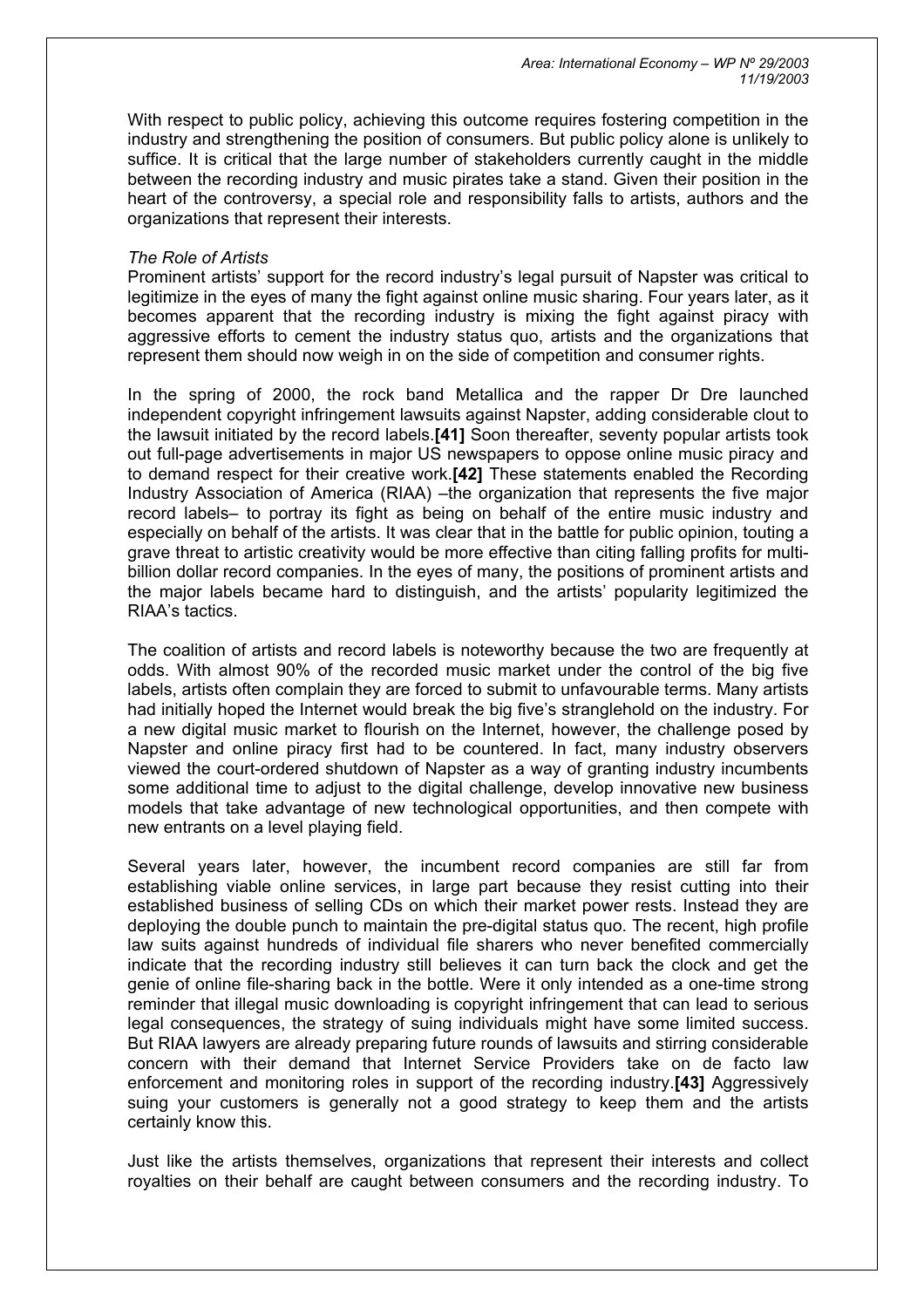With respect to public policy, achieving this outcome requires fostering competition in the industry and strengthening the position of consumers. But public policy alone is unlikely to suffice. It is critical that the large number of stakeholders currently caught in the middle between the recording industry and music pirates take a stand. Given their position in the heart of the controversy, a special role and responsibility falls to artists, authors and the organizations that represent their interests.

*The Role of Artists*

Prominent artists' support for the record industry's legal pursuit of Napster was critical to legitimize in the eyes of many the fight against online music sharing. Four years later, as it becomes apparent that the recording industry is mixing the fight against piracy with aggressive efforts to cement the industry status quo, artists and the organizations that represent them should now weigh in on the side of competition and consumer rights.

In the spring of 2000, the rock band Metallica and the rapper Dr Dre launched independent copyright infringement lawsuits against Napster, adding considerable clout to the lawsuit initiated by the record labels.**[41]** Soon thereafter, seventy popular artists took out full-page advertisements in major US newspapers to oppose online music piracy and to demand respect for their creative work.**[42]** These statements enabled the Recording Industry Association of America (RIAA) –the organization that represents the five major record labels– to portray its fight as being on behalf of the entire music industry and especially on behalf of the artists. It was clear that in the battle for public opinion, touting a grave threat to artistic creativity would be more effective than citing falling profits for multi-billion dollar record companies. In the eyes of many, the positions of prominent artists and the major labels became hard to distinguish, and the artists' popularity legitimized the RIAA's tactics.

The coalition of artists and record labels is noteworthy because the two are frequently at odds. With almost 90% of the recorded music market under the control of the big five labels, artists often complain they are forced to submit to unfavourable terms. Many artists had initially hoped the Internet would break the big five's stranglehold on the industry. For a new digital music market to flourish on the Internet, however, the challenge posed by Napster and online piracy first had to be countered. In fact, many industry observers viewed the court-ordered shutdown of Napster as a way of granting industry incumbents some additional time to adjust to the digital challenge, develop innovative new business models that take advantage of new technological opportunities, and then compete with new entrants on a level playing field.

Several years later, however, the incumbent record companies are still far from establishing viable online services, in large part because they resist cutting into their established business of selling CDs on which their market power rests. Instead they are deploying the double punch to maintain the pre-digital status quo. The recent, high profile law suits against hundreds of individual file sharers who never benefited commercially indicate that the recording industry still believes it can turn back the clock and get the genie of online file-sharing back in the bottle. Were it only intended as a one-time strong reminder that illegal music downloading is copyright infringement that can lead to serious legal consequences, the strategy of suing individuals might have some limited success. But RIAA lawyers are already preparing future rounds of lawsuits and stirring considerable concern with their demand that Internet Service Providers take on de facto law enforcement and monitoring roles in support of the recording industry.**[43]** Aggressively suing your customers is generally not a good strategy to keep them and the artists certainly know this.

Just like the artists themselves, organizations that represent their interests and collect royalties on their behalf are caught between consumers and the recording industry. To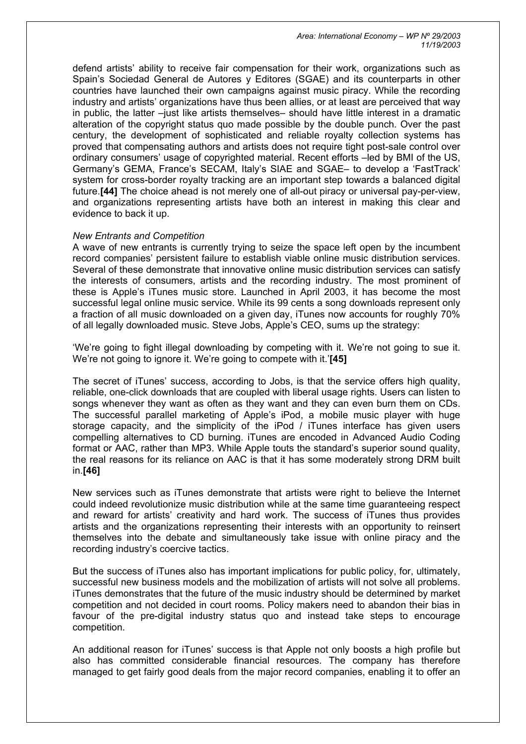defend artists' ability to receive fair compensation for their work, organizations such as Spain's Sociedad General de Autores y Editores (SGAE) and its counterparts in other countries have launched their own campaigns against music piracy. While the recording industry and artists' organizations have thus been allies, or at least are perceived that way in public, the latter –just like artists themselves– should have little interest in a dramatic alteration of the copyright status quo made possible by the double punch. Over the past century, the development of sophisticated and reliable royalty collection systems has proved that compensating authors and artists does not require tight post-sale control over ordinary consumers' usage of copyrighted material. Recent efforts –led by BMI of the US, Germany's GEMA, France's SECAM, Italy's SIAE and SGAE– to develop a 'FastTrack' system for cross-border royalty tracking are an important step towards a balanced digital future.**[44]** The choice ahead is not merely one of all-out piracy or universal pay-per-view, and organizations representing artists have both an interest in making this clear and evidence to back it up.

*New Entrants and Competition*

A wave of new entrants is currently trying to seize the space left open by the incumbent record companies' persistent failure to establish viable online music distribution services. Several of these demonstrate that innovative online music distribution services can satisfy the interests of consumers, artists and the recording industry. The most prominent of these is Apple's iTunes music store. Launched in April 2003, it has become the most successful legal online music service. While its 99 cents a song downloads represent only a fraction of all music downloaded on a given day, iTunes now accounts for roughly 70% of all legally downloaded music. Steve Jobs, Apple's CEO, sums up the strategy:

'We're going to fight illegal downloading by competing with it. We're not going to sue it. We're not going to ignore it. We're going to compete with it.'**[45]**

The secret of iTunes' success, according to Jobs, is that the service offers high quality, reliable, one-click downloads that are coupled with liberal usage rights. Users can listen to songs whenever they want as often as they want and they can even burn them on CDs. The successful parallel marketing of Apple's iPod, a mobile music player with huge storage capacity, and the simplicity of the iPod / iTunes interface has given users compelling alternatives to CD burning. iTunes are encoded in Advanced Audio Coding format or AAC, rather than MP3. While Apple touts the standard's superior sound quality, the real reasons for its reliance on AAC is that it has some moderately strong DRM built in.**[46]**

New services such as iTunes demonstrate that artists were right to believe the Internet could indeed revolutionize music distribution while at the same time guaranteeing respect and reward for artists' creativity and hard work. The success of iTunes thus provides artists and the organizations representing their interests with an opportunity to reinsert themselves into the debate and simultaneously take issue with online piracy and the recording industry's coercive tactics.

But the success of iTunes also has important implications for public policy, for, ultimately, successful new business models and the mobilization of artists will not solve all problems. iTunes demonstrates that the future of the music industry should be determined by market competition and not decided in court rooms. Policy makers need to abandon their bias in favour of the pre-digital industry status quo and instead take steps to encourage competition.

An additional reason for iTunes' success is that Apple not only boosts a high profile but also has committed considerable financial resources. The company has therefore managed to get fairly good deals from the major record companies, enabling it to offer an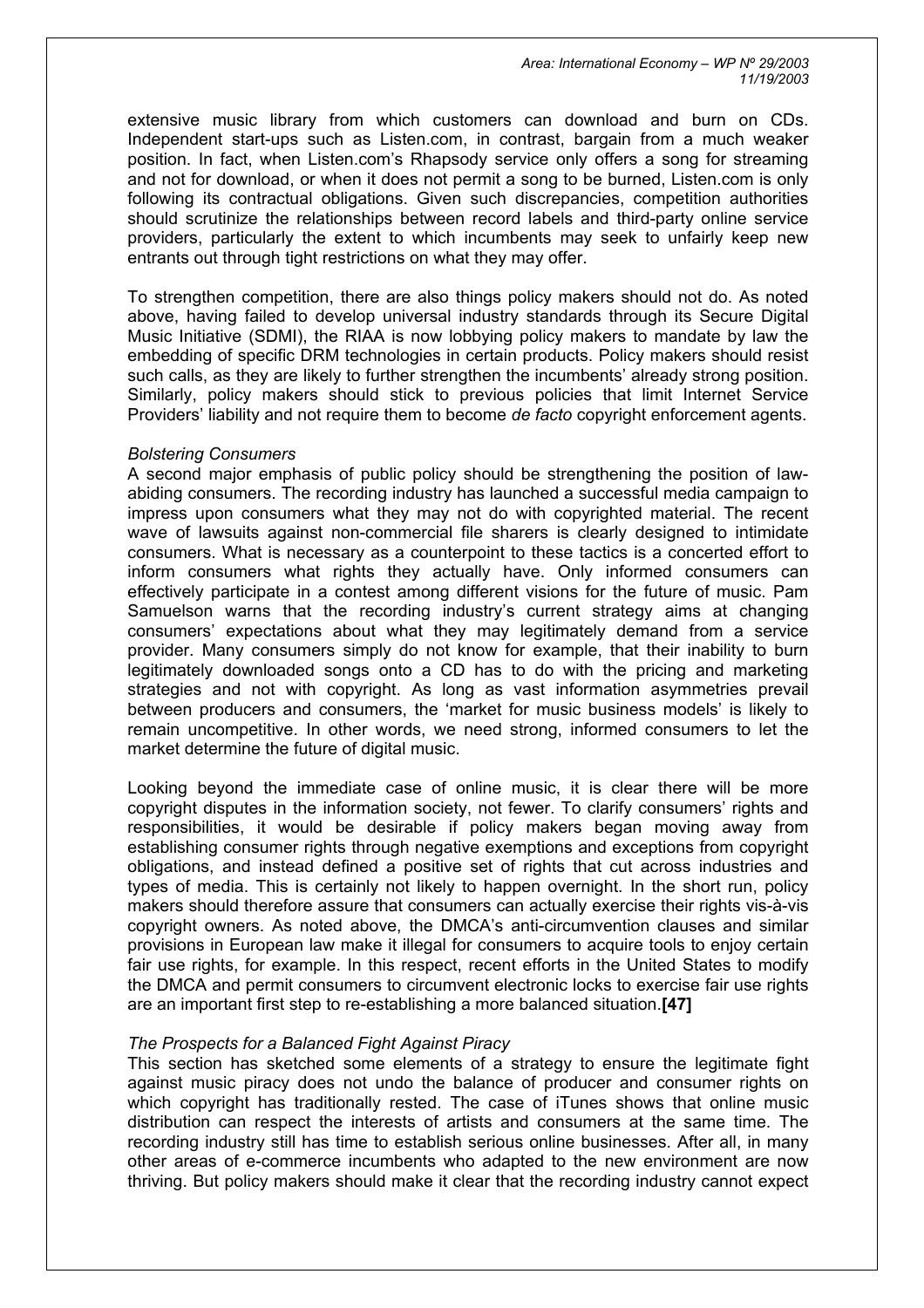extensive music library from which customers can download and burn on CDs. Independent start-ups such as Listen.com, in contrast, bargain from a much weaker position. In fact, when Listen.com's Rhapsody service only offers a song for streaming and not for download, or when it does not permit a song to be burned, Listen.com is only following its contractual obligations. Given such discrepancies, competition authorities should scrutinize the relationships between record labels and third-party online service providers, particularly the extent to which incumbents may seek to unfairly keep new entrants out through tight restrictions on what they may offer.

To strengthen competition, there are also things policy makers should not do. As noted above, having failed to develop universal industry standards through its Secure Digital Music Initiative (SDMI), the RIAA is now lobbying policy makers to mandate by law the embedding of specific DRM technologies in certain products. Policy makers should resist such calls, as they are likely to further strengthen the incumbents' already strong position. Similarly, policy makers should stick to previous policies that limit Internet Service Providers' liability and not require them to become *de facto* copyright enforcement agents.

*Bolstering Consumers*

A second major emphasis of public policy should be strengthening the position of law-abiding consumers. The recording industry has launched a successful media campaign to impress upon consumers what they may not do with copyrighted material. The recent wave of lawsuits against non-commercial file sharers is clearly designed to intimidate consumers. What is necessary as a counterpoint to these tactics is a concerted effort to inform consumers what rights they actually have. Only informed consumers can effectively participate in a contest among different visions for the future of music. Pam Samuelson warns that the recording industry's current strategy aims at changing consumers' expectations about what they may legitimately demand from a service provider. Many consumers simply do not know for example, that their inability to burn legitimately downloaded songs onto a CD has to do with the pricing and marketing strategies and not with copyright. As long as vast information asymmetries prevail between producers and consumers, the 'market for music business models' is likely to remain uncompetitive. In other words, we need strong, informed consumers to let the market determine the future of digital music.

Looking beyond the immediate case of online music, it is clear there will be more copyright disputes in the information society, not fewer. To clarify consumers' rights and responsibilities, it would be desirable if policy makers began moving away from establishing consumer rights through negative exemptions and exceptions from copyright obligations, and instead defined a positive set of rights that cut across industries and types of media. This is certainly not likely to happen overnight. In the short run, policy makers should therefore assure that consumers can actually exercise their rights vis-à-vis copyright owners. As noted above, the DMCA's anti-circumvention clauses and similar provisions in European law make it illegal for consumers to acquire tools to enjoy certain fair use rights, for example. In this respect, recent efforts in the United States to modify the DMCA and permit consumers to circumvent electronic locks to exercise fair use rights are an important first step to re-establishing a more balanced situation.**[47]**

*The Prospects for a Balanced Fight Against Piracy*

This section has sketched some elements of a strategy to ensure the legitimate fight against music piracy does not undo the balance of producer and consumer rights on which copyright has traditionally rested. The case of iTunes shows that online music distribution can respect the interests of artists and consumers at the same time. The recording industry still has time to establish serious online businesses. After all, in many other areas of e-commerce incumbents who adapted to the new environment are now thriving. But policy makers should make it clear that the recording industry cannot expect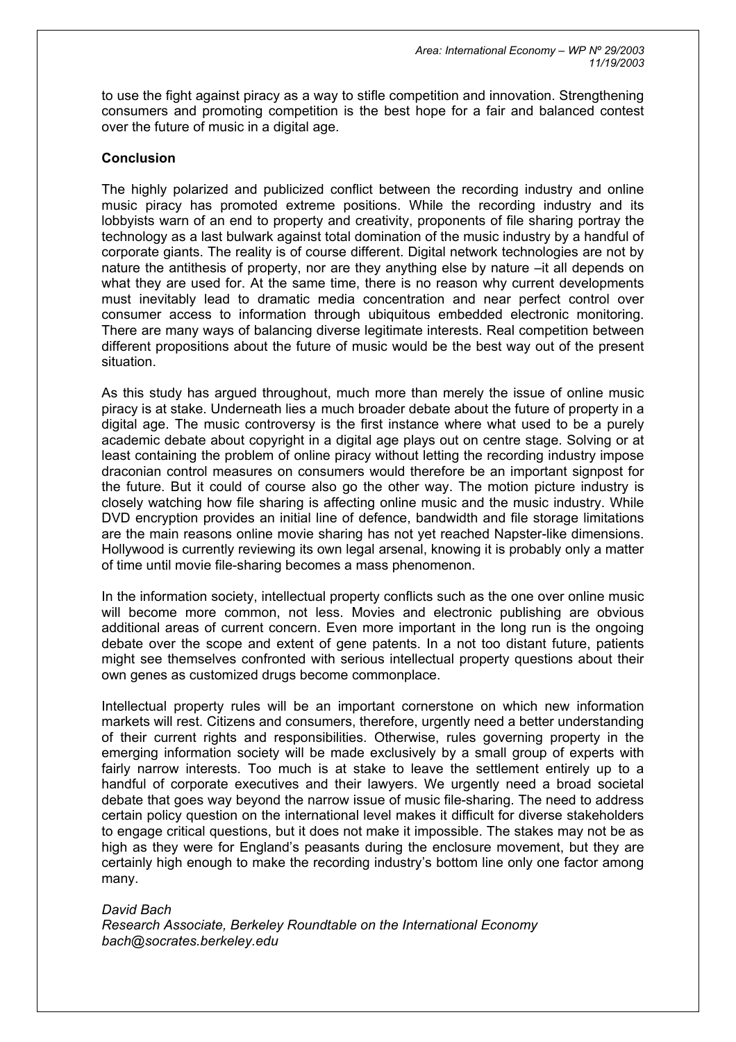to use the fight against piracy as a way to stifle competition and innovation. Strengthening consumers and promoting competition is the best hope for a fair and balanced contest over the future of music in a digital age.

## Conclusion

The highly polarized and publicized conflict between the recording industry and online music piracy has promoted extreme positions. While the recording industry and its lobbyists warn of an end to property and creativity, proponents of file sharing portray the technology as a last bulwark against total domination of the music industry by a handful of corporate giants. The reality is of course different. Digital network technologies are not by nature the antithesis of property, nor are they anything else by nature –it all depends on what they are used for. At the same time, there is no reason why current developments must inevitably lead to dramatic media concentration and near perfect control over consumer access to information through ubiquitous embedded electronic monitoring. There are many ways of balancing diverse legitimate interests. Real competition between different propositions about the future of music would be the best way out of the present situation.

As this study has argued throughout, much more than merely the issue of online music piracy is at stake. Underneath lies a much broader debate about the future of property in a digital age. The music controversy is the first instance where what used to be a purely academic debate about copyright in a digital age plays out on centre stage. Solving or at least containing the problem of online piracy without letting the recording industry impose draconian control measures on consumers would therefore be an important signpost for the future. But it could of course also go the other way. The motion picture industry is closely watching how file sharing is affecting online music and the music industry. While DVD encryption provides an initial line of defence, bandwidth and file storage limitations are the main reasons online movie sharing has not yet reached Napster-like dimensions. Hollywood is currently reviewing its own legal arsenal, knowing it is probably only a matter of time until movie file-sharing becomes a mass phenomenon.

In the information society, intellectual property conflicts such as the one over online music will become more common, not less. Movies and electronic publishing are obvious additional areas of current concern. Even more important in the long run is the ongoing debate over the scope and extent of gene patents. In a not too distant future, patients might see themselves confronted with serious intellectual property questions about their own genes as customized drugs become commonplace.

Intellectual property rules will be an important cornerstone on which new information markets will rest. Citizens and consumers, therefore, urgently need a better understanding of their current rights and responsibilities. Otherwise, rules governing property in the emerging information society will be made exclusively by a small group of experts with fairly narrow interests. Too much is at stake to leave the settlement entirely up to a handful of corporate executives and their lawyers. We urgently need a broad societal debate that goes way beyond the narrow issue of music file-sharing. The need to address certain policy question on the international level makes it difficult for diverse stakeholders to engage critical questions, but it does not make it impossible. The stakes may not be as high as they were for England's peasants during the enclosure movement, but they are certainly high enough to make the recording industry's bottom line only one factor among many.

*David Bach*
*Research Associate, Berkeley Roundtable on the International Economy*
*bach@socrates.berkeley.edu*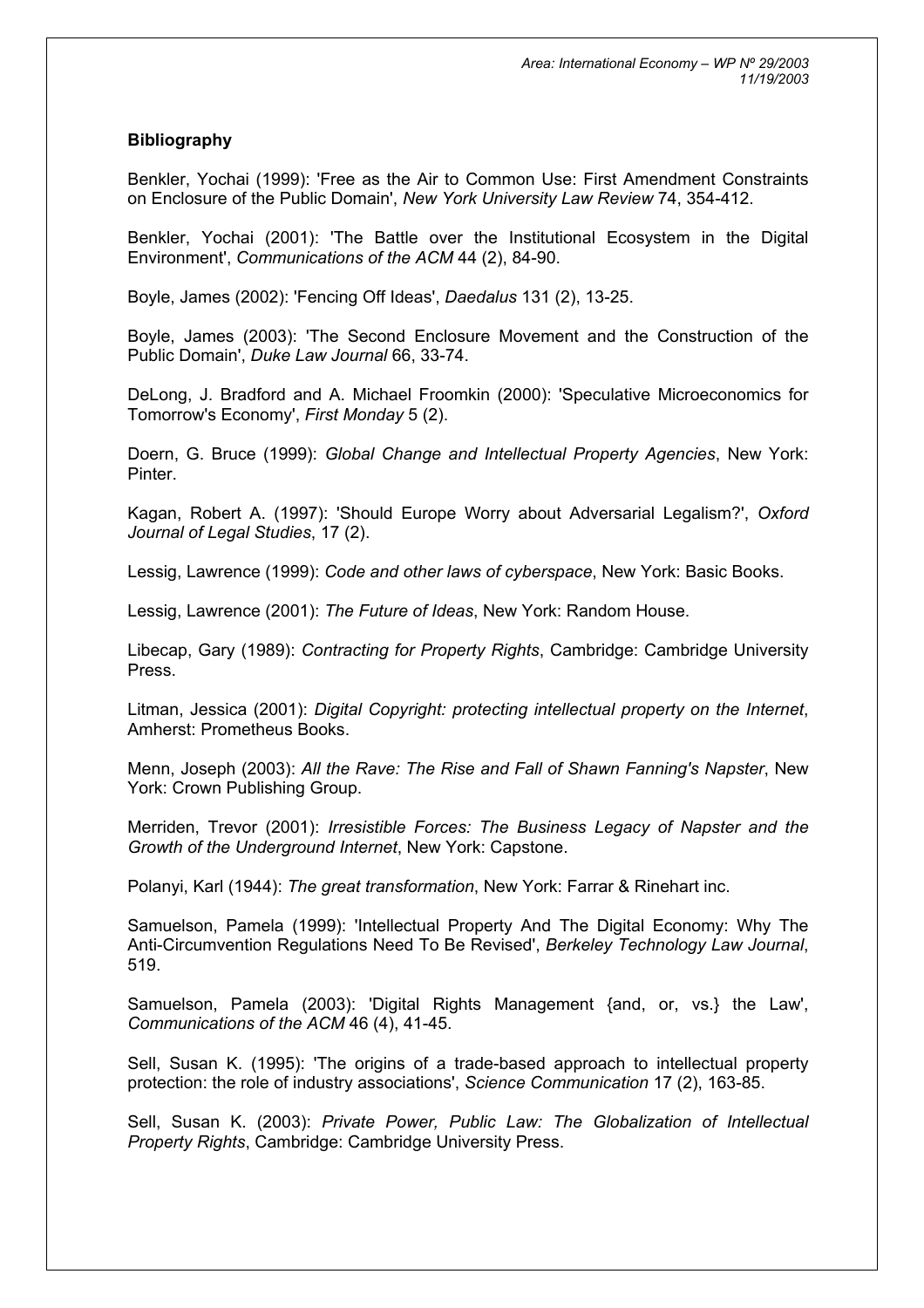## Bibliography

Benkler, Yochai (1999): 'Free as the Air to Common Use: First Amendment Constraints on Enclosure of the Public Domain', *New York University Law Review* 74, 354-412.

Benkler, Yochai (2001): 'The Battle over the Institutional Ecosystem in the Digital Environment', *Communications of the ACM* 44 (2), 84-90.

Boyle, James (2002): 'Fencing Off Ideas', *Daedalus* 131 (2), 13-25.

Boyle, James (2003): 'The Second Enclosure Movement and the Construction of the Public Domain', *Duke Law Journal* 66, 33-74.

DeLong, J. Bradford and A. Michael Froomkin (2000): 'Speculative Microeconomics for Tomorrow's Economy', *First Monday* 5 (2).

Doern, G. Bruce (1999): *Global Change and Intellectual Property Agencies*, New York: Pinter.

Kagan, Robert A. (1997): 'Should Europe Worry about Adversarial Legalism?', *Oxford Journal of Legal Studies*, 17 (2).

Lessig, Lawrence (1999): *Code and other laws of cyberspace*, New York: Basic Books.

Lessig, Lawrence (2001): *The Future of Ideas*, New York: Random House.

Libecap, Gary (1989): *Contracting for Property Rights*, Cambridge: Cambridge University Press.

Litman, Jessica (2001): *Digital Copyright: protecting intellectual property on the Internet*, Amherst: Prometheus Books.

Menn, Joseph (2003): *All the Rave: The Rise and Fall of Shawn Fanning's Napster*, New York: Crown Publishing Group.

Merriden, Trevor (2001): *Irresistible Forces: The Business Legacy of Napster and the Growth of the Underground Internet*, New York: Capstone.

Polanyi, Karl (1944): *The great transformation*, New York: Farrar & Rinehart inc.

Samuelson, Pamela (1999): 'Intellectual Property And The Digital Economy: Why The Anti-Circumvention Regulations Need To Be Revised', *Berkeley Technology Law Journal*, 519.

Samuelson, Pamela (2003): 'Digital Rights Management {and, or, vs.} the Law', *Communications of the ACM* 46 (4), 41-45.

Sell, Susan K. (1995): 'The origins of a trade-based approach to intellectual property protection: the role of industry associations', *Science Communication* 17 (2), 163-85.

Sell, Susan K. (2003): *Private Power, Public Law: The Globalization of Intellectual Property Rights*, Cambridge: Cambridge University Press.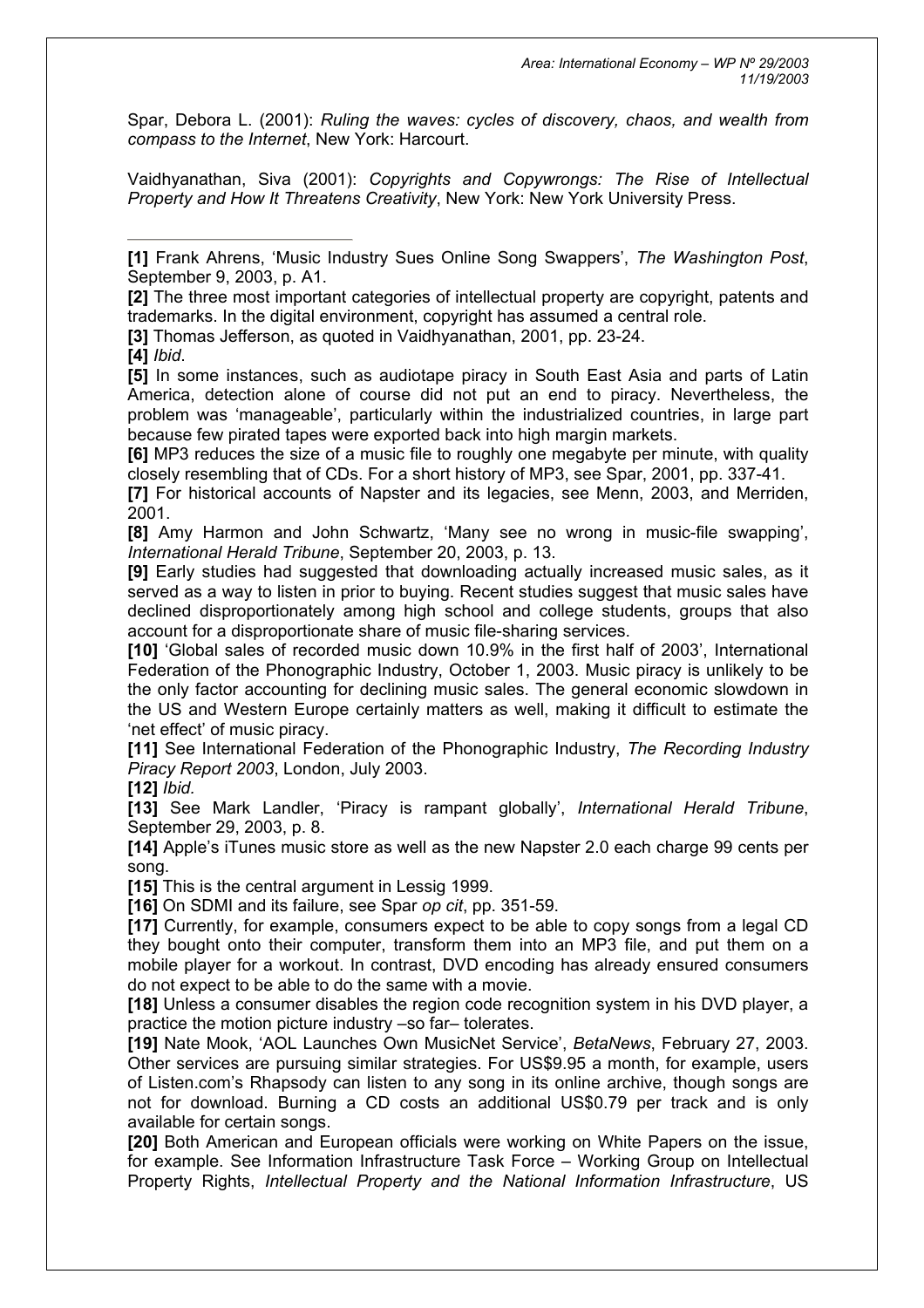Spar, Debora L. (2001): *Ruling the waves: cycles of discovery, chaos, and wealth from compass to the Internet*, New York: Harcourt.

Vaidhyanathan, Siva (2001): *Copyrights and Copywrongs: The Rise of Intellectual Property and How It Threatens Creativity*, New York: New York University Press.

---

**[1]** Frank Ahrens, 'Music Industry Sues Online Song Swappers', *The Washington Post*, September 9, 2003, p. A1.

**[2]** The three most important categories of intellectual property are copyright, patents and trademarks. In the digital environment, copyright has assumed a central role.

**[3]** Thomas Jefferson, as quoted in Vaidhyanathan, 2001, pp. 23-24.

**[4]** *Ibid*.

**[5]** In some instances, such as audiotape piracy in South East Asia and parts of Latin America, detection alone of course did not put an end to piracy. Nevertheless, the problem was 'manageable', particularly within the industrialized countries, in large part because few pirated tapes were exported back into high margin markets.

**[6]** MP3 reduces the size of a music file to roughly one megabyte per minute, with quality closely resembling that of CDs. For a short history of MP3, see Spar, 2001, pp. 337-41.

**[7]** For historical accounts of Napster and its legacies, see Menn, 2003, and Merriden, 2001.

**[8]** Amy Harmon and John Schwartz, 'Many see no wrong in music-file swapping', *International Herald Tribune*, September 20, 2003, p. 13.

**[9]** Early studies had suggested that downloading actually increased music sales, as it served as a way to listen in prior to buying. Recent studies suggest that music sales have declined disproportionately among high school and college students, groups that also account for a disproportionate share of music file-sharing services.

**[10]** 'Global sales of recorded music down 10.9% in the first half of 2003', International Federation of the Phonographic Industry, October 1, 2003. Music piracy is unlikely to be the only factor accounting for declining music sales. The general economic slowdown in the US and Western Europe certainly matters as well, making it difficult to estimate the 'net effect' of music piracy.

**[11]** See International Federation of the Phonographic Industry, *The Recording Industry Piracy Report 2003*, London, July 2003.

**[12]** *Ibid.*

**[13]** See Mark Landler, 'Piracy is rampant globally', *International Herald Tribune*, September 29, 2003, p. 8.

**[14]** Apple's iTunes music store as well as the new Napster 2.0 each charge 99 cents per song.

**[15]** This is the central argument in Lessig 1999.

**[16]** On SDMI and its failure, see Spar *op cit*, pp. 351-59.

**[17]** Currently, for example, consumers expect to be able to copy songs from a legal CD they bought onto their computer, transform them into an MP3 file, and put them on a mobile player for a workout. In contrast, DVD encoding has already ensured consumers do not expect to be able to do the same with a movie.

**[18]** Unless a consumer disables the region code recognition system in his DVD player, a practice the motion picture industry –so far– tolerates.

**[19]** Nate Mook, 'AOL Launches Own MusicNet Service', *BetaNews*, February 27, 2003. Other services are pursuing similar strategies. For US$9.95 a month, for example, users of Listen.com's Rhapsody can listen to any song in its online archive, though songs are not for download. Burning a CD costs an additional US$0.79 per track and is only available for certain songs.

**[20]** Both American and European officials were working on White Papers on the issue, for example. See Information Infrastructure Task Force – Working Group on Intellectual Property Rights, *Intellectual Property and the National Information Infrastructure*, US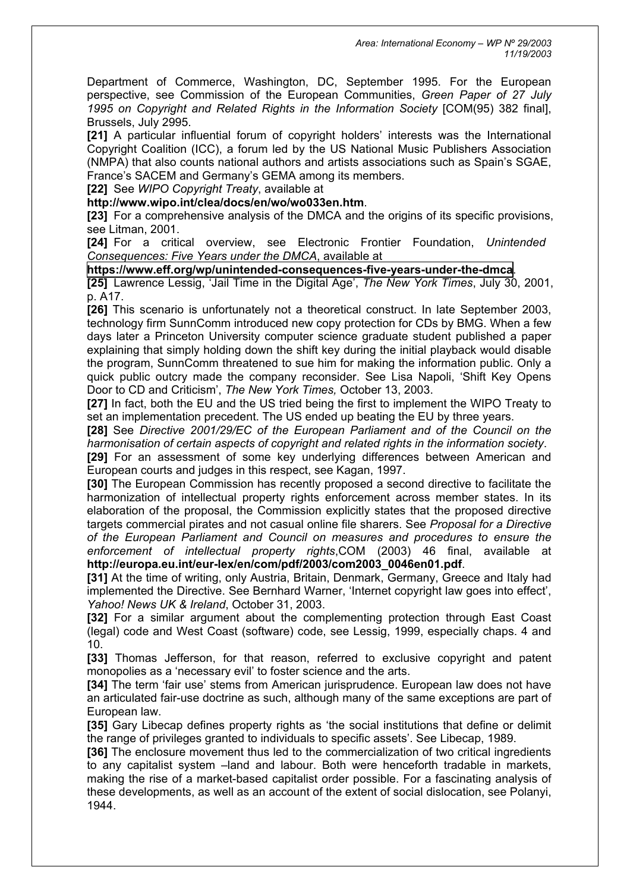Department of Commerce, Washington, DC, September 1995. For the European perspective, see Commission of the European Communities, *Green Paper of 27 July 1995 on Copyright and Related Rights in the Information Society* [COM(95) 382 final], Brussels, July 2995.

**[21]** A particular influential forum of copyright holders' interests was the International Copyright Coalition (ICC), a forum led by the US National Music Publishers Association (NMPA) that also counts national authors and artists associations such as Spain's SGAE, France's SACEM and Germany's GEMA among its members.

**[22]** See *WIPO Copyright Treaty*, available at **http://www.wipo.int/clea/docs/en/wo/wo033en.htm**.

**[23]** For a comprehensive analysis of the DMCA and the origins of its specific provisions, see Litman, 2001.

**[24]** For a critical overview, see Electronic Frontier Foundation, *Unintended Consequences: Five Years under the DMCA*, available at **https://www.eff.org/wp/unintended-consequences-five-years-under-the-dmca**.

**[25]** Lawrence Lessig, 'Jail Time in the Digital Age', *The New York Times*, July 30, 2001, p. A17.

**[26]** This scenario is unfortunately not a theoretical construct. In late September 2003, technology firm SunnComm introduced new copy protection for CDs by BMG. When a few days later a Princeton University computer science graduate student published a paper explaining that simply holding down the shift key during the initial playback would disable the program, SunnComm threatened to sue him for making the information public. Only a quick public outcry made the company reconsider. See Lisa Napoli, 'Shift Key Opens Door to CD and Criticism', *The New York Times,* October 13, 2003.

**[27]** In fact, both the EU and the US tried being the first to implement the WIPO Treaty to set an implementation precedent. The US ended up beating the EU by three years.

**[28]** See *Directive 2001/29/EC of the European Parliament and of the Council on the harmonisation of certain aspects of copyright and related rights in the information society*.

**[29]** For an assessment of some key underlying differences between American and European courts and judges in this respect, see Kagan, 1997.

**[30]** The European Commission has recently proposed a second directive to facilitate the harmonization of intellectual property rights enforcement across member states. In its elaboration of the proposal, the Commission explicitly states that the proposed directive targets commercial pirates and not casual online file sharers. See *Proposal for a Directive of the European Parliament and Council on measures and procedures to ensure the enforcement of intellectual property rights*,COM (2003) 46 final, available at **http://europa.eu.int/eur-lex/en/com/pdf/2003/com2003_0046en01.pdf**.

**[31]** At the time of writing, only Austria, Britain, Denmark, Germany, Greece and Italy had implemented the Directive. See Bernhard Warner, 'Internet copyright law goes into effect', *Yahoo! News UK & Ireland*, October 31, 2003.

**[32]** For a similar argument about the complementing protection through East Coast (legal) code and West Coast (software) code, see Lessig, 1999, especially chaps. 4 and 10.

**[33]** Thomas Jefferson, for that reason, referred to exclusive copyright and patent monopolies as a 'necessary evil' to foster science and the arts.

**[34]** The term 'fair use' stems from American jurisprudence. European law does not have an articulated fair-use doctrine as such, although many of the same exceptions are part of European law.

**[35]** Gary Libecap defines property rights as 'the social institutions that define or delimit the range of privileges granted to individuals to specific assets'. See Libecap, 1989.

**[36]** The enclosure movement thus led to the commercialization of two critical ingredients to any capitalist system –land and labour. Both were henceforth tradable in markets, making the rise of a market-based capitalist order possible. For a fascinating analysis of these developments, as well as an account of the extent of social dislocation, see Polanyi, 1944.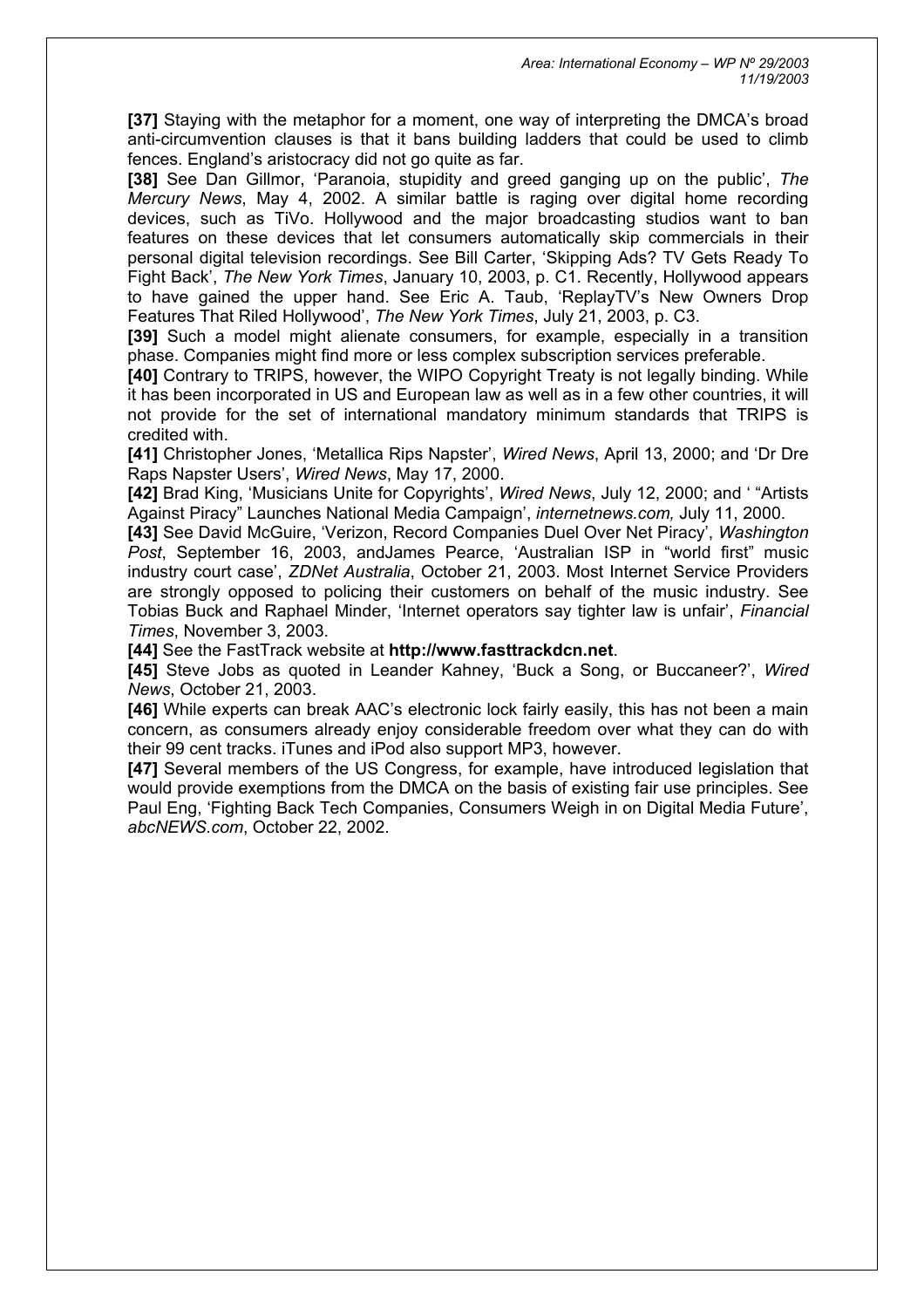**[37]** Staying with the metaphor for a moment, one way of interpreting the DMCA's broad anti-circumvention clauses is that it bans building ladders that could be used to climb fences. England's aristocracy did not go quite as far.

**[38]** See Dan Gillmor, 'Paranoia, stupidity and greed ganging up on the public', *The Mercury News*, May 4, 2002. A similar battle is raging over digital home recording devices, such as TiVo. Hollywood and the major broadcasting studios want to ban features on these devices that let consumers automatically skip commercials in their personal digital television recordings. See Bill Carter, 'Skipping Ads? TV Gets Ready To Fight Back', *The New York Times*, January 10, 2003, p. C1. Recently, Hollywood appears to have gained the upper hand. See Eric A. Taub, 'ReplayTV's New Owners Drop Features That Riled Hollywood', *The New York Times*, July 21, 2003, p. C3.

**[39]** Such a model might alienate consumers, for example, especially in a transition phase. Companies might find more or less complex subscription services preferable.

**[40]** Contrary to TRIPS, however, the WIPO Copyright Treaty is not legally binding. While it has been incorporated in US and European law as well as in a few other countries, it will not provide for the set of international mandatory minimum standards that TRIPS is credited with.

**[41]** Christopher Jones, 'Metallica Rips Napster', *Wired News*, April 13, 2000; and 'Dr Dre Raps Napster Users', *Wired News*, May 17, 2000.

**[42]** Brad King, 'Musicians Unite for Copyrights', *Wired News*, July 12, 2000; and ' "Artists Against Piracy" Launches National Media Campaign', *internetnews.com,* July 11, 2000.

**[43]** See David McGuire, 'Verizon, Record Companies Duel Over Net Piracy', *Washington Post*, September 16, 2003, andJames Pearce, 'Australian ISP in "world first" music industry court case', *ZDNet Australia*, October 21, 2003. Most Internet Service Providers are strongly opposed to policing their customers on behalf of the music industry. See Tobias Buck and Raphael Minder, 'Internet operators say tighter law is unfair', *Financial Times*, November 3, 2003.

**[44]** See the FastTrack website at **http://www.fasttrackdcn.net**.

**[45]** Steve Jobs as quoted in Leander Kahney, 'Buck a Song, or Buccaneer?', *Wired News*, October 21, 2003.

**[46]** While experts can break AAC's electronic lock fairly easily, this has not been a main concern, as consumers already enjoy considerable freedom over what they can do with their 99 cent tracks. iTunes and iPod also support MP3, however.

**[47]** Several members of the US Congress, for example, have introduced legislation that would provide exemptions from the DMCA on the basis of existing fair use principles. See Paul Eng, 'Fighting Back Tech Companies, Consumers Weigh in on Digital Media Future', *abcNEWS.com*, October 22, 2002.